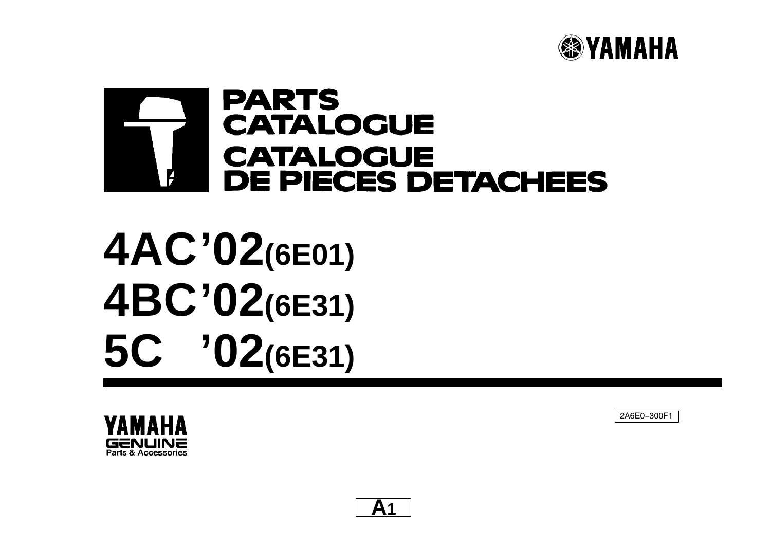YAMAHA

# PARTS CATALOGUE
# CATALOGUE DE PIECES DETACHEES

# 4AC'02(6E01)
# 4BC'02(6E31)
# 5C '02(6E31)

YAMAHA GENUINE Parts & Accessories

2A6E0-300F1

A1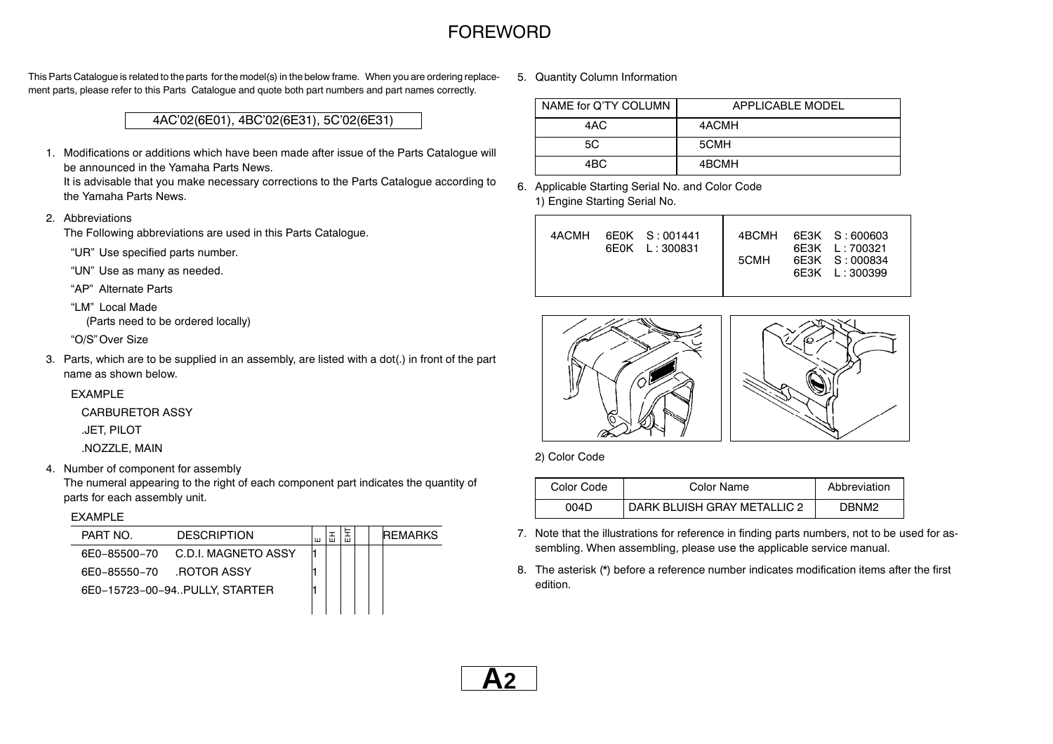# FOREWORD

This Parts Catalogue is related to the parts for the model(s) in the below frame. When you are ordering replacement parts, please refer to this Parts Catalogue and quote both part numbers and part names correctly.

| 4AC'02(6E01), 4BC'02(6E31), 5C'02(6E31) |
|---|

1. Modifications or additions which have been made after issue of the Parts Catalogue will be announced in the Yamaha Parts News.
   It is advisable that you make necessary corrections to the Parts Catalogue according to the Yamaha Parts News.

2. Abbreviations
   The Following abbreviations are used in this Parts Catalogue.
   
   "UR" Use specified parts number.
   
   "UN" Use as many as needed.
   
   "AP" Alternate Parts
   
   "LM" Local Made
   (Parts need to be ordered locally)
   
   "O/S" Over Size

3. Parts, which are to be supplied in an assembly, are listed with a dot(.) in front of the part name as shown below.
   
   EXAMPLE
   
   CARBURETOR ASSY
   
   .JET, PILOT
   
   .NOZZLE, MAIN

4. Number of component for assembly
   The numeral appearing to the right of each component part indicates the quantity of parts for each assembly unit.
   
   EXAMPLE

| PART NO. | DESCRIPTION | E | EH | EHT | | | REMARKS |
|---|---|---|---|---|---|---|---|
| 6E0−85500−70 | C.D.I. MAGNETO ASSY | 1 | | | | | |
| 6E0−85550−70 | .ROTOR ASSY | 1 | | | | | |
| 6E0−15723−00−94 | ..PULLY, STARTER | 1 | | | | | |

5. Quantity Column Information

| NAME for Q'TY COLUMN | APPLICABLE MODEL |
|---|---|
| 4AC | 4ACMH |
| 5C | 5CMH |
| 4BC | 4BCMH |

6. Applicable Starting Serial No. and Color Code
   1) Engine Starting Serial No.

| | | | | | |
|---|---|---|---|---|---|
| 4ACMH | 6E0K | S : 001441 | 4BCMH | 6E3K | S : 600603 |
| | 6E0K | L : 300831 | | 6E3K | L : 700321 |
| | | | 5CMH | 6E3K | S : 000834 |
| | | | | 6E3K | L : 300399 |

   2) Color Code

| Color Code | Color Name | Abbreviation |
|---|---|---|
| 004D | DARK BLUISH GRAY METALLIC 2 | DBNM2 |

7. Note that the illustrations for reference in finding parts numbers, not to be used for assembling. When assembling, please use the applicable service manual.

8. The asterisk (*) before a reference number indicates modification items after the first edition.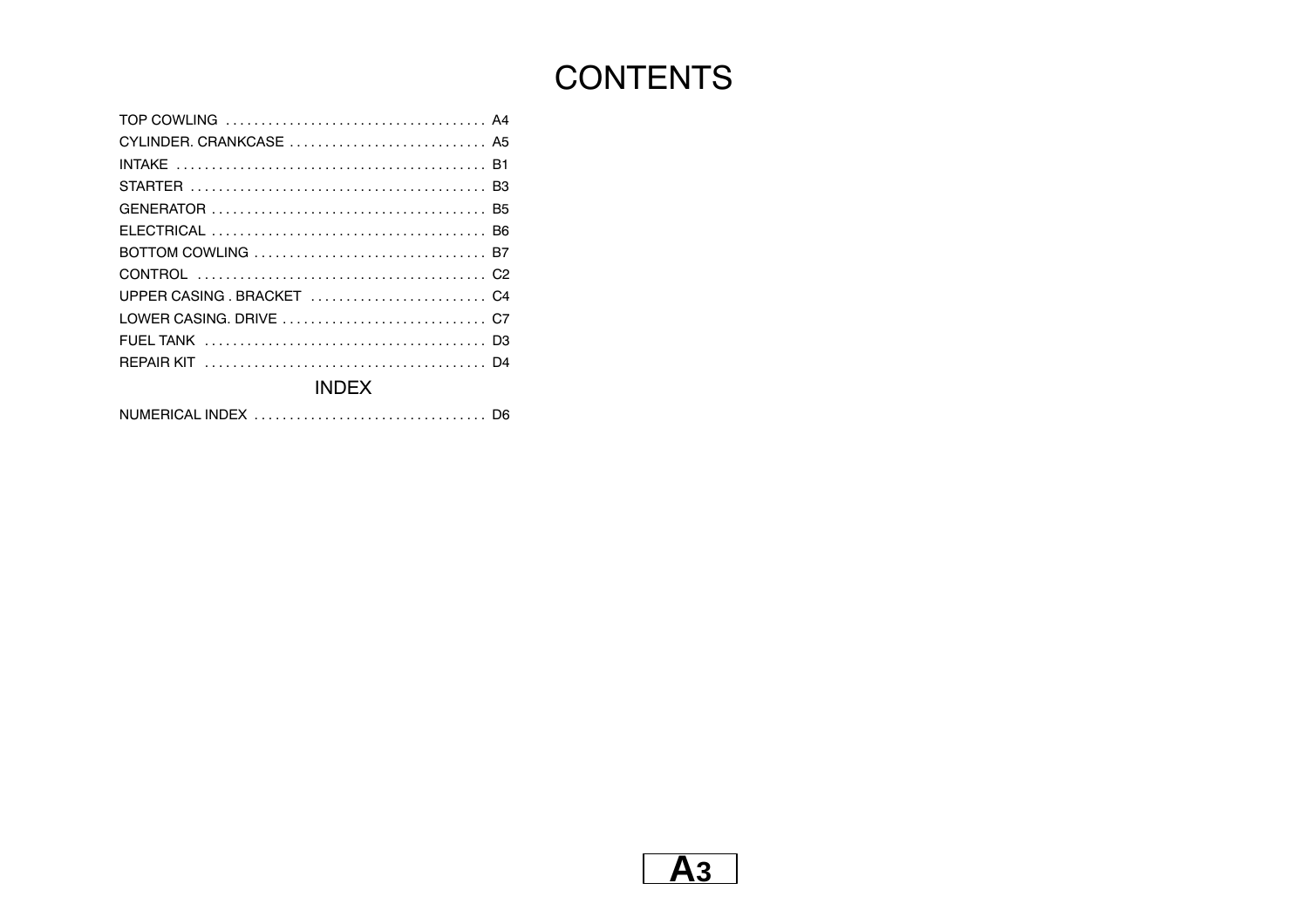# CONTENTS

TOP COWLING ..................................... A4
CYLINDER. CRANKCASE ............................ A5
INTAKE ............................................ B1
STARTER .......................................... B3
GENERATOR ....................................... B5
ELECTRICAL ....................................... B6
BOTTOM COWLING ................................. B7
CONTROL ......................................... C2
UPPER CASING . BRACKET ......................... C4
LOWER CASING. DRIVE ............................. C7
FUEL TANK ........................................ D3
REPAIR KIT ....................................... D4

## INDEX

NUMERICAL INDEX ................................. D6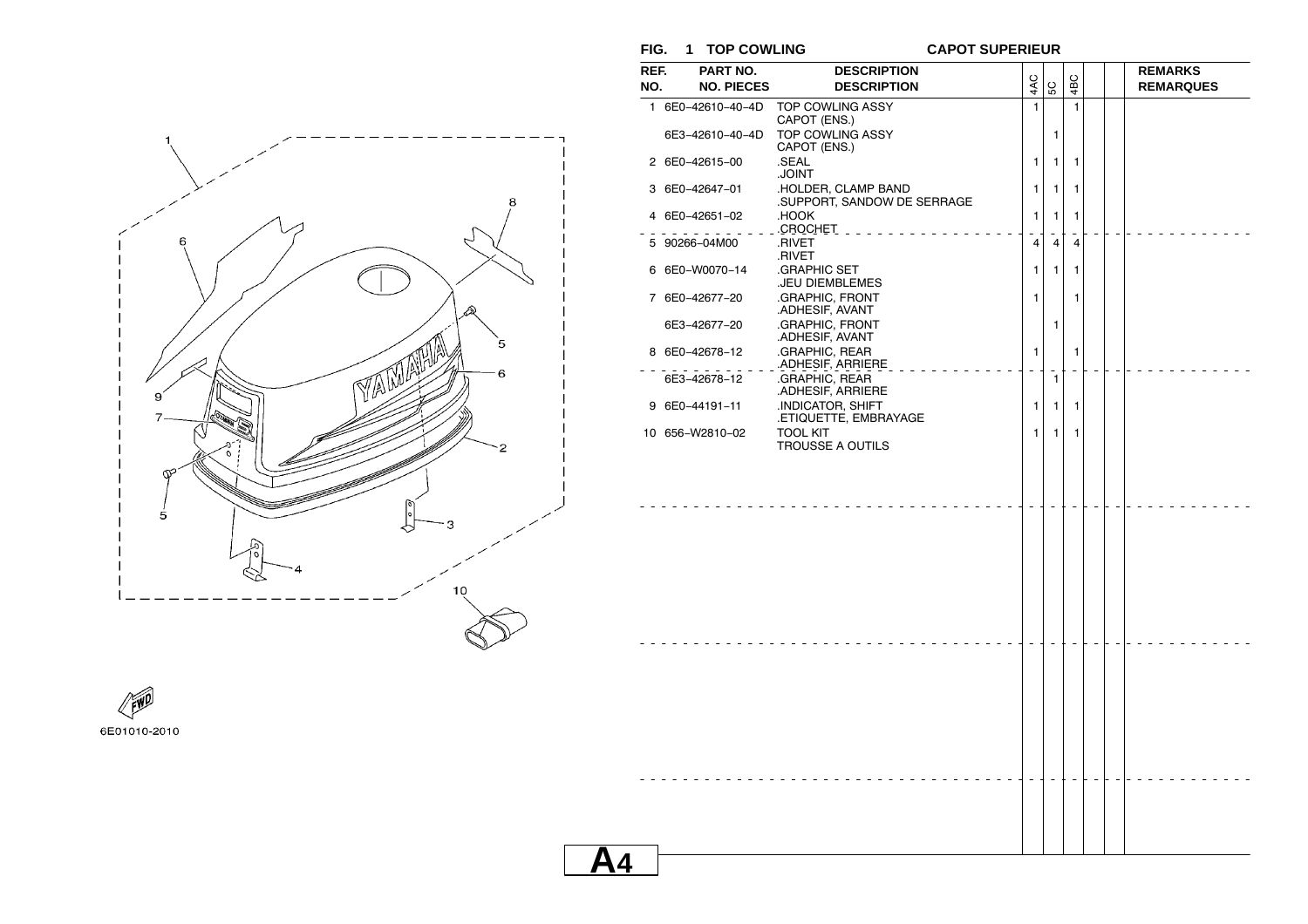## FIG. 1 TOP COWLING — CAPOT SUPERIEUR

| REF. NO. | PART NO. / NO. PIECES | DESCRIPTION / DESCRIPTION | 4AC | 5C | 4BC | | | REMARKS / REMARQUES |
|---|---|---|---|---|---|---|---|---|
| 1 | 6E0-42610-40-4D | TOP COWLING ASSY<br>CAPOT (ENS.) | 1 | | 1 | | | |
| | 6E3-42610-40-4D | TOP COWLING ASSY<br>CAPOT (ENS.) | | 1 | | | | |
| 2 | 6E0-42615-00 | .SEAL<br>.JOINT | 1 | 1 | 1 | | | |
| 3 | 6E0-42647-01 | .HOLDER, CLAMP BAND<br>.SUPPORT, SANDOW DE SERRAGE | 1 | 1 | 1 | | | |
| 4 | 6E0-42651-02 | .HOOK<br>.CROCHET | 1 | 1 | 1 | | | |
| 5 | 90266-04M00 | .RIVET<br>.RIVET | 4 | 4 | 4 | | | |
| 6 | 6E0-W0070-14 | .GRAPHIC SET<br>.JEU DIEMBLEMES | 1 | 1 | 1 | | | |
| 7 | 6E0-42677-20 | .GRAPHIC, FRONT<br>.ADHESIF, AVANT | 1 | | 1 | | | |
| | 6E3-42677-20 | .GRAPHIC, FRONT<br>.ADHESIF, AVANT | | 1 | | | | |
| 8 | 6E0-42678-12 | .GRAPHIC, REAR<br>.ADHESIF, ARRIERE | 1 | | 1 | | | |
| | 6E3-42678-12 | .GRAPHIC, REAR<br>.ADHESIF, ARRIERE | | 1 | | | | |
| 9 | 6E0-44191-11 | .INDICATOR, SHIFT<br>.ETIQUETTE, EMBRAYAGE | 1 | 1 | 1 | | | |
| 10 | 656-W2810-02 | TOOL KIT<br>TROUSSE A OUTILS | 1 | 1 | 1 | | | |

6E01010-2010

A4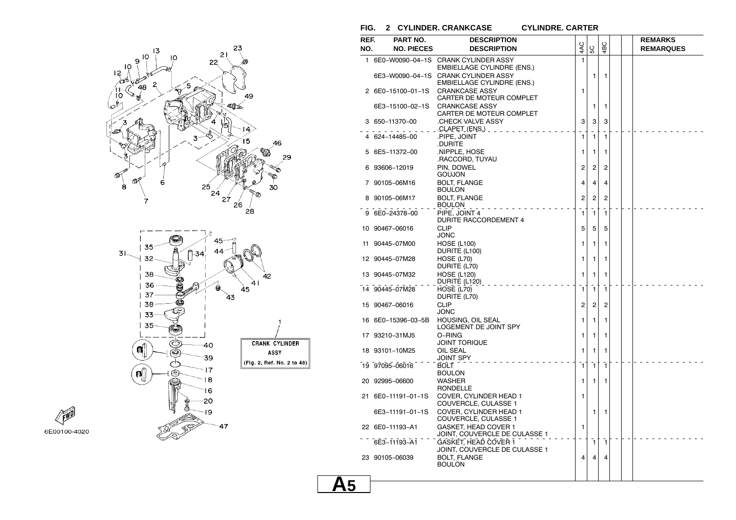## FIG. 2 CYLINDER. CRANKCASE CYLINDRE. CARTER

| REF. NO. | PART NO. / NO. PIECES | DESCRIPTION / DESCRIPTION | 4AC | 5C | 4BC | | | REMARKS / REMARQUES |
|---|---|---|---|---|---|---|---|---|
| 1 | 6E0-W0090-04-1S | CRANK CYLINDER ASSY<br>EMBIELLAGE CYLINDRE (ENS.) | 1 | | | | | |
| | 6E3-W0090-04-1S | CRANK CYLINDER ASSY<br>EMBIELLAGE CYLINDRE (ENS.) | | 1 | 1 | | | |
| 2 | 6E0-15100-01-1S | CRANKCASE ASSY<br>CARTER DE MOTEUR COMPLET | 1 | | | | | |
| | 6E3-15100-02-1S | CRANKCASE ASSY<br>CARTER DE MOTEUR COMPLET | | 1 | 1 | | | |
| 3 | 650-11370-00 | .CHECK VALVE ASSY<br>.CLAPET (ENS.) | 3 | 3 | 3 | | | |
| 4 | 624-14485-00 | .PIPE, JOINT<br>.DURITE | 1 | 1 | 1 | | | |
| 5 | 6E5-11372-00 | .NIPPLE, HOSE<br>.RACCORD, TUYAU | 1 | 1 | 1 | | | |
| 6 | 93606-12019 | PIN, DOWEL<br>GOUJON | 2 | 2 | 2 | | | |
| 7 | 90105-06M16 | BOLT, FLANGE<br>BOULON | 4 | 4 | 4 | | | |
| 8 | 90105-06M17 | BOLT, FLANGE<br>BOULON | 2 | 2 | 2 | | | |
| 9 | 6E0-24378-00 | PIPE, JOINT 4<br>DURITE RACCORDEMENT 4 | 1 | 1 | 1 | | | |
| 10 | 90467-06016 | CLIP<br>JONC | 5 | 5 | 5 | | | |
| 11 | 90445-07M00 | HOSE (L100)<br>DURITE (L100) | 1 | 1 | 1 | | | |
| 12 | 90445-07M28 | HOSE (L70)<br>DURITE (L70) | 1 | 1 | 1 | | | |
| 13 | 90445-07M32 | HOSE (L120)<br>DURITE (L120) | 1 | 1 | 1 | | | |
| 14 | 90445-07M28 | HOSE (L70)<br>DURITE (L70) | 1 | 1 | 1 | | | |
| 15 | 90467-06016 | CLIP<br>JONC | 2 | 2 | 2 | | | |
| 16 | 6E0-15396-03-5B | HOUSING, OIL SEAL<br>LOGEMENT DE JOINT SPY | 1 | 1 | 1 | | | |
| 17 | 93210-31MJ5 | O-RING<br>JOINT TORIQUE | 1 | 1 | 1 | | | |
| 18 | 93101-10M25 | OIL SEAL<br>JOINT SPY | 1 | 1 | 1 | | | |
| 19 | 97095-06016 | BOLT<br>BOULON | 1 | 1 | 1 | | | |
| 20 | 92995-06600 | WASHER<br>RONDELLE | 1 | 1 | 1 | | | |
| 21 | 6E0-11191-01-1S | COVER, CYLINDER HEAD 1<br>COUVERCLE, CULASSE 1 | 1 | | | | | |
| | 6E3-11191-01-1S | COVER, CYLINDER HEAD 1<br>COUVERCLE, CULASSE 1 | | 1 | 1 | | | |
| 22 | 6E0-11193-A1 | GASKET, HEAD COVER 1<br>JOINT, COUVERCLE DE CULASSE 1 | 1 | | | | | |
| | 6E3-11193-A1 | GASKET, HEAD COVER 1<br>JOINT, COUVERCLE DE CULASSE 1 | | 1 | 1 | | | |
| 23 | 90105-06039 | BOLT, FLANGE<br>BOULON | 4 | 4 | 4 | | | |

CRANK CYLINDER ASSY (Fig. 2, Ref. No. 2 to 48)

6E00100-4020

A5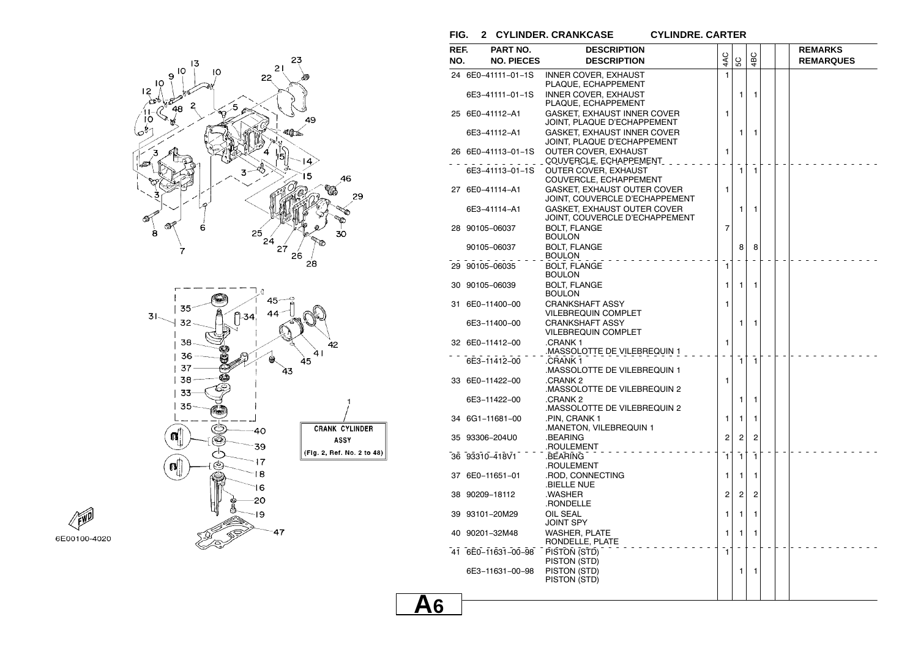## FIG. 2 CYLINDER. CRANKCASE — CYLINDRE. CARTER

| REF. NO. | PART NO. / NO. PIECES | DESCRIPTION / DESCRIPTION | 4AC | 5C | 4BC | | | REMARKS / REMARQUES |
|---|---|---|---|---|---|---|---|---|
| 24 | 6E0–41111–01–1S | INNER COVER, EXHAUST<br>PLAQUE, ECHAPPEMENT | 1 | | | | | |
| | 6E3–41111–01–1S | INNER COVER, EXHAUST<br>PLAQUE, ECHAPPEMENT | | 1 | 1 | | | |
| 25 | 6E0–41112–A1 | GASKET, EXHAUST INNER COVER<br>JOINT, PLAQUE D'ECHAPPEMENT | 1 | | | | | |
| | 6E3–41112–A1 | GASKET, EXHAUST INNER COVER<br>JOINT, PLAQUE D'ECHAPPEMENT | | 1 | 1 | | | |
| 26 | 6E0–41113–01–1S | OUTER COVER, EXHAUST<br>COUVERCLE, ECHAPPEMENT | 1 | | | | | |
| | 6E3–41113–01–1S | OUTER COVER, EXHAUST<br>COUVERCLE, ECHAPPEMENT | | 1 | 1 | | | |
| 27 | 6E0–41114–A1 | GASKET, EXHAUST OUTER COVER<br>JOINT, COUVERCLE D'ECHAPPEMENT | 1 | | | | | |
| | 6E3–41114–A1 | GASKET, EXHAUST OUTER COVER<br>JOINT, COUVERCLE D'ECHAPPEMENT | | 1 | 1 | | | |
| 28 | 90105–06037 | BOLT, FLANGE<br>BOULON | 7 | | | | | |
| | 90105–06037 | BOLT, FLANGE<br>BOULON | | 8 | 8 | | | |
| 29 | 90105–06035 | BOLT, FLANGE<br>BOULON | 1 | | | | | |
| 30 | 90105–06039 | BOLT, FLANGE<br>BOULON | 1 | 1 | 1 | | | |
| 31 | 6E0–11400–00 | CRANKSHAFT ASSY<br>VILEBREQUIN COMPLET | 1 | | | | | |
| | 6E3–11400–00 | CRANKSHAFT ASSY<br>VILEBREQUIN COMPLET | | 1 | 1 | | | |
| 32 | 6E0–11412–00 | .CRANK 1<br>.MASSOLOTTE DE VILEBREQUIN 1 | 1 | | | | | |
| | 6E3–11412–00 | .CRANK 1<br>.MASSOLOTTE DE VILEBREQUIN 1 | | 1 | 1 | | | |
| 33 | 6E0–11422–00 | .CRANK 2<br>.MASSOLOTTE DE VILEBREQUIN 2 | 1 | | | | | |
| | 6E3–11422–00 | .CRANK 2<br>.MASSOLOTTE DE VILEBREQUIN 2 | | 1 | 1 | | | |
| 34 | 6G1–11681–00 | .PIN, CRANK 1<br>.MANETON, VILEBREQUIN 1 | 1 | 1 | 1 | | | |
| 35 | 93306–204U0 | .BEARING<br>.ROULEMENT | 2 | 2 | 2 | | | |
| 36 | 93310–418V1 | .BEARING<br>.ROULEMENT | 1 | 1 | 1 | | | |
| 37 | 6E0–11651–01 | .ROD, CONNECTING<br>.BIELLE NUE | 1 | 1 | 1 | | | |
| 38 | 90209–18112 | .WASHER<br>.RONDELLE | 2 | 2 | 2 | | | |
| 39 | 93101–20M29 | OIL SEAL<br>JOINT SPY | 1 | 1 | 1 | | | |
| 40 | 90201–32M48 | WASHER, PLATE<br>RONDELLE, PLATE | 1 | 1 | 1 | | | |
| 41 | 6E0–11631–00–98 | PISTON (STD)<br>PISTON (STD) | 1 | | | | | |
| | 6E3–11631–00–98 | PISTON (STD)<br>PISTON (STD) | | 1 | 1 | | | |

CRANK CYLINDER ASSY (Fig. 2, Ref. No. 2 to 48)

6E00100-4020

A6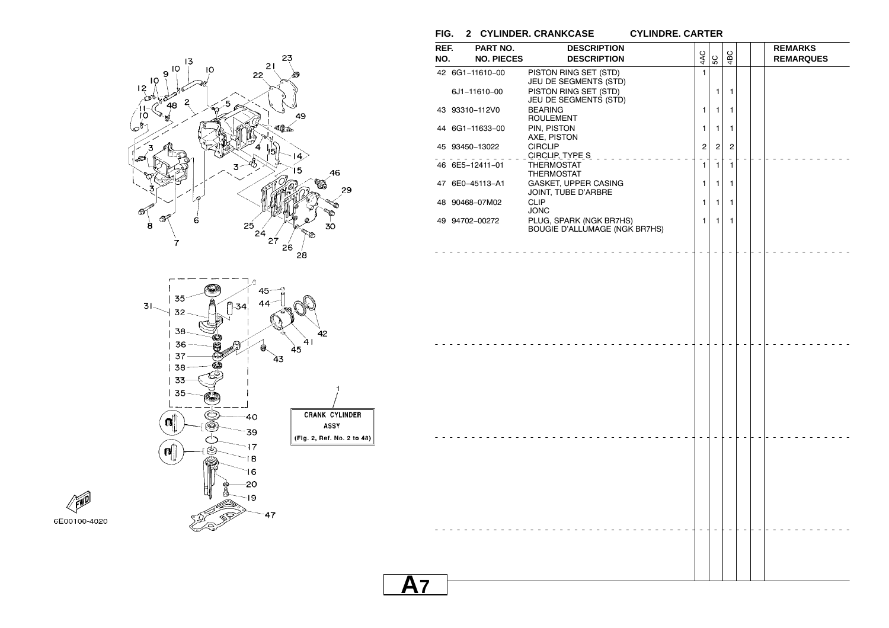## FIG. 2 CYLINDER. CRANKCASE — CYLINDRE. CARTER

| REF. NO. | PART NO. / NO. PIECES | DESCRIPTION / DESCRIPTION | 4AC | 5C | 4BC | | | REMARKS / REMARQUES |
|---|---|---|---|---|---|---|---|---|
| 42 | 6G1-11610-00 | PISTON RING SET (STD)<br>JEU DE SEGMENTS (STD) | 1 | | | | | |
| | 6J1-11610-00 | PISTON RING SET (STD)<br>JEU DE SEGMENTS (STD) | | 1 | 1 | | | |
| 43 | 93310-112V0 | BEARING<br>ROULEMENT | 1 | 1 | 1 | | | |
| 44 | 6G1-11633-00 | PIN, PISTON<br>AXE, PISTON | 1 | 1 | 1 | | | |
| 45 | 93450-13022 | CIRCLIP<br>CIRCLIP TYPE S | 2 | 2 | 2 | | | |
| 46 | 6E5-12411-01 | THERMOSTAT<br>THERMOSTAT | 1 | 1 | 1 | | | |
| 47 | 6E0-45113-A1 | GASKET, UPPER CASING<br>JOINT, TUBE D'ARBRE | 1 | 1 | 1 | | | |
| 48 | 90468-07M02 | CLIP<br>JONC | 1 | 1 | 1 | | | |
| 49 | 94702-00272 | PLUG, SPARK (NGK BR7HS)<br>BOUGIE D'ALLUMAGE (NGK BR7HS) | 1 | 1 | 1 | | | |

CRANK CYLINDER ASSY (Fig. 2, Ref. No. 2 to 48)

6E00100-4020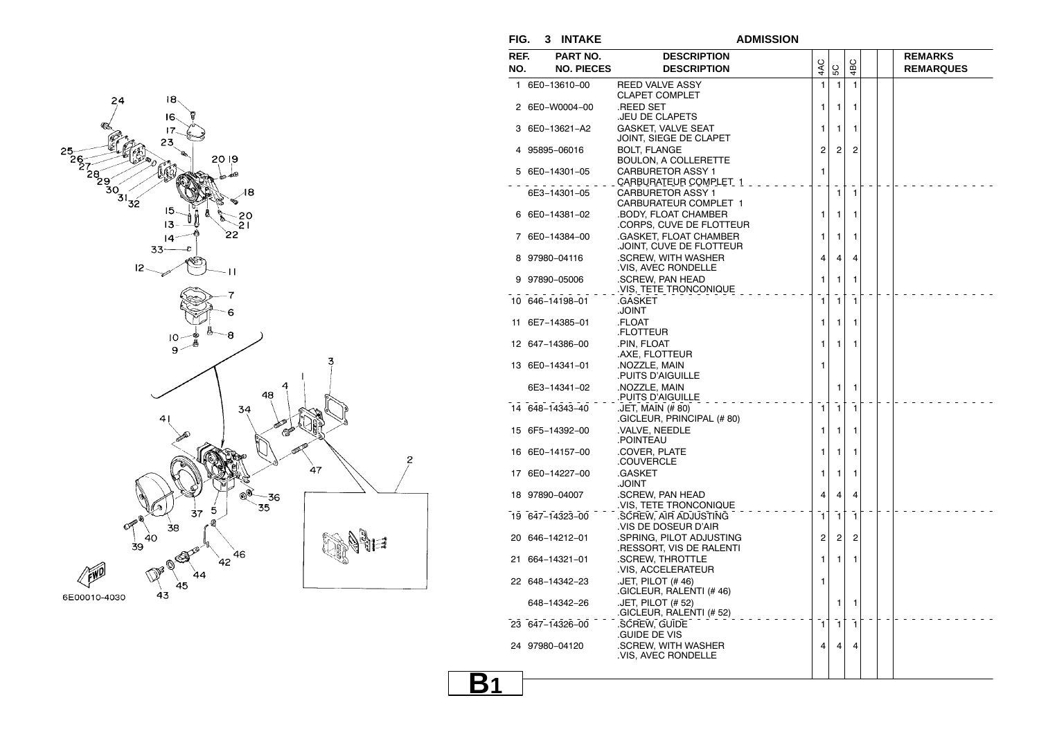## FIG. 3 INTAKE — ADMISSION

| REF. NO. | PART NO. / NO. PIECES | DESCRIPTION / DESCRIPTION | 4AC | 5C | 4BC | | | REMARKS / REMARQUES |
|---|---|---|---|---|---|---|---|---|
| 1 | 6E0-13610-00 | REED VALVE ASSY<br>CLAPET COMPLET | 1 | 1 | 1 | | | |
| 2 | 6E0-W0004-00 | .REED SET<br>.JEU DE CLAPETS | 1 | 1 | 1 | | | |
| 3 | 6E0-13621-A2 | GASKET, VALVE SEAT<br>JOINT, SIEGE DE CLAPET | 1 | 1 | 1 | | | |
| 4 | 95895-06016 | BOLT, FLANGE<br>BOULON, A COLLERETTE | 2 | 2 | 2 | | | |
| 5 | 6E0-14301-05 | CARBURETOR ASSY 1<br>CARBURATEUR COMPLET 1 | 1 | | | | | |
| | 6E3-14301-05 | CARBURETOR ASSY 1<br>CARBURATEUR COMPLET 1 | | 1 | 1 | | | |
| 6 | 6E0-14381-02 | .BODY, FLOAT CHAMBER<br>.CORPS, CUVE DE FLOTTEUR | 1 | 1 | 1 | | | |
| 7 | 6E0-14384-00 | .GASKET, FLOAT CHAMBER<br>.JOINT, CUVE DE FLOTTEUR | 1 | 1 | 1 | | | |
| 8 | 97980-04116 | .SCREW, WITH WASHER<br>.VIS, AVEC RONDELLE | 4 | 4 | 4 | | | |
| 9 | 97890-05006 | .SCREW, PAN HEAD<br>.VIS, TETE TRONCONIQUE | 1 | 1 | 1 | | | |
| 10 | 646-14198-01 | .GASKET<br>.JOINT | 1 | 1 | 1 | | | |
| 11 | 6E7-14385-01 | .FLOAT<br>.FLOTTEUR | 1 | 1 | 1 | | | |
| 12 | 647-14386-00 | .PIN, FLOAT<br>.AXE, FLOTTEUR | 1 | 1 | 1 | | | |
| 13 | 6E0-14341-01 | .NOZZLE, MAIN<br>.PUITS D'AIGUILLE | 1 | | | | | |
| | 6E3-14341-02 | .NOZZLE, MAIN<br>.PUITS D'AIGUILLE | | 1 | 1 | | | |
| 14 | 648-14343-40 | .JET, MAIN (# 80)<br>.GICLEUR, PRINCIPAL (# 80) | 1 | 1 | 1 | | | |
| 15 | 6F5-14392-00 | .VALVE, NEEDLE<br>.POINTEAU | 1 | 1 | 1 | | | |
| 16 | 6E0-14157-00 | .COVER, PLATE<br>.COUVERCLE | 1 | 1 | 1 | | | |
| 17 | 6E0-14227-00 | .GASKET<br>.JOINT | 1 | 1 | 1 | | | |
| 18 | 97890-04007 | .SCREW, PAN HEAD<br>.VIS, TETE TRONCONIQUE | 4 | 4 | 4 | | | |
| 19 | 647-14323-00 | .SCREW, AIR ADJUSTING<br>.VIS DE DOSEUR D'AIR | 1 | 1 | 1 | | | |
| 20 | 646-14212-01 | .SPRING, PILOT ADJUSTING<br>.RESSORT, VIS DE RALENTI | 2 | 2 | 2 | | | |
| 21 | 664-14321-01 | .SCREW, THROTTLE<br>.VIS, ACCELERATEUR | 1 | 1 | 1 | | | |
| 22 | 648-14342-23 | .JET, PILOT (# 46)<br>.GICLEUR, RALENTI (# 46) | 1 | | | | | |
| | 648-14342-26 | .JET, PILOT (# 52)<br>.GICLEUR, RALENTI (# 52) | | 1 | 1 | | | |
| 23 | 647-14326-00 | .SCREW, GUIDE<br>.GUIDE DE VIS | 1 | 1 | 1 | | | |
| 24 | 97980-04120 | .SCREW, WITH WASHER<br>.VIS, AVEC RONDELLE | 4 | 4 | 4 | | | |

6E00010-4030

**B1**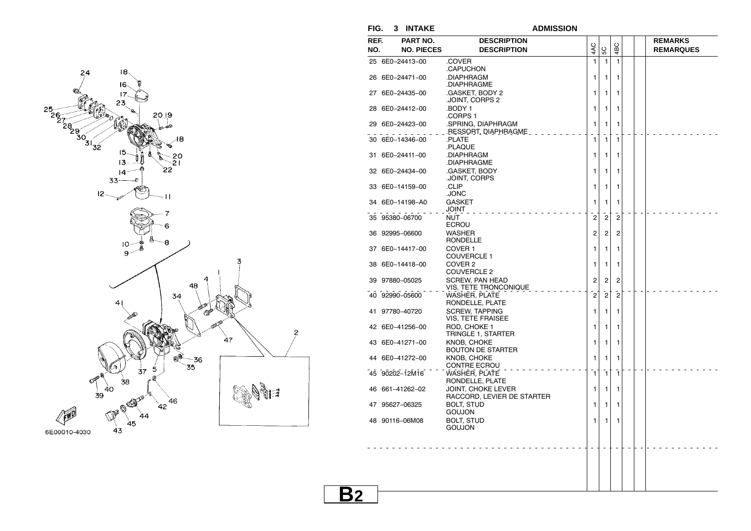## FIG. 3 INTAKE — ADMISSION

| REF. NO. | PART NO. / NO. PIECES | DESCRIPTION / DESCRIPTION | 4AC | 5C | 4BC | | | REMARKS / REMARQUES |
|---|---|---|---|---|---|---|---|---|
| 25 | 6E0-24413-00 | .COVER<br>.CAPUCHON | 1 | 1 | 1 | | | |
| 26 | 6E0-24471-00 | .DIAPHRAGM<br>.DIAPHRAGME | 1 | 1 | 1 | | | |
| 27 | 6E0-24435-00 | .GASKET, BODY 2<br>.JOINT, CORPS 2 | 1 | 1 | 1 | | | |
| 28 | 6E0-24412-00 | .BODY 1<br>.CORPS 1 | 1 | 1 | 1 | | | |
| 29 | 6E0-24423-00 | .SPRING, DIAPHRAGM<br>.RESSORT, DIAPHRAGME | 1 | 1 | 1 | | | |
| 30 | 6E0-14346-00 | .PLATE<br>.PLAQUE | 1 | 1 | 1 | | | |
| 31 | 6E0-24411-00 | .DIAPHRAGM<br>.DIAPHRAGME | 1 | 1 | 1 | | | |
| 32 | 6E0-24434-00 | .GASKET, BODY<br>.JOINT, CORPS | 1 | 1 | 1 | | | |
| 33 | 6E0-14159-00 | .CLIP<br>.JONC | 1 | 1 | 1 | | | |
| 34 | 6E0-14198-A0 | GASKET<br>JOINT | 1 | 1 | 1 | | | |
| 35 | 95380-06700 | NUT<br>ECROU | 2 | 2 | 2 | | | |
| 36 | 92995-06600 | WASHER<br>RONDELLE | 2 | 2 | 2 | | | |
| 37 | 6E0-14417-00 | COVER 1<br>COUVERCLE 1 | 1 | 1 | 1 | | | |
| 38 | 6E0-14418-00 | COVER 2<br>COUVERCLE 2 | 1 | 1 | 1 | | | |
| 39 | 97880-05025 | SCREW, PAN HEAD<br>VIS, TETE TRONCONIQUE | 2 | 2 | 2 | | | |
| 40 | 92990-05600 | WASHER, PLATE<br>RONDELLE, PLATE | 2 | 2 | 2 | | | |
| 41 | 97780-40720 | SCREW, TAPPING<br>VIS, TETE FRAISEE | 1 | 1 | 1 | | | |
| 42 | 6E0-41256-00 | ROD, CHOKE 1<br>TRINGLE 1, STARTER | 1 | 1 | 1 | | | |
| 43 | 6E0-41271-00 | KNOB, CHOKE<br>BOUTON DE STARTER | 1 | 1 | 1 | | | |
| 44 | 6E0-41272-00 | KNOB, CHOKE<br>CONTRE ECROU | 1 | 1 | 1 | | | |
| 45 | 90202-12M16 | WASHER, PLATE<br>RONDELLE, PLATE | 1 | 1 | 1 | | | |
| 46 | 661-41262-02 | JOINT, CHOKE LEVER<br>RACCORD, LEVIER DE STARTER | 1 | 1 | 1 | | | |
| 47 | 95627-06325 | BOLT, STUD<br>GOUJON | 1 | 1 | 1 | | | |
| 48 | 90116-06M08 | BOLT, STUD<br>GOUJON | 1 | 1 | 1 | | | |

6E00010-4030

B2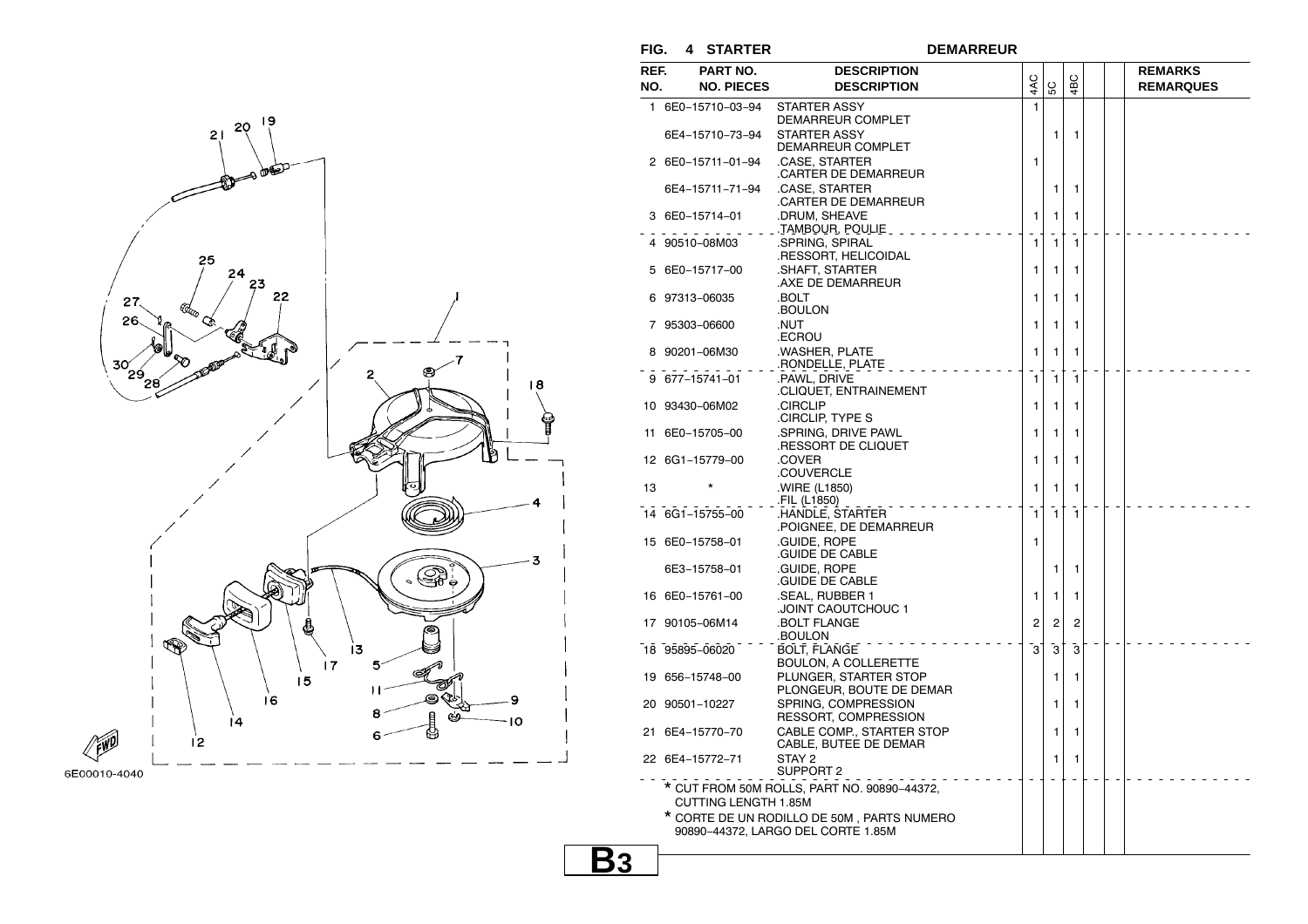## FIG. 4 STARTER DEMARREUR

| REF. NO. | PART NO. NO. PIECES | DESCRIPTION DESCRIPTION | 4AC | 5C | 4BC | | | REMARKS REMARQUES |
|---|---|---|---|---|---|---|---|---|
| 1 | 6E0–15710–03–94 | STARTER ASSY DEMARREUR COMPLET | 1 | | | | | |
| | 6E4–15710–73–94 | STARTER ASSY DEMARREUR COMPLET | | 1 | 1 | | | |
| 2 | 6E0–15711–01–94 | .CASE, STARTER .CARTER DE DEMARREUR | 1 | | | | | |
| | 6E4–15711–71–94 | .CASE, STARTER .CARTER DE DEMARREUR | | 1 | 1 | | | |
| 3 | 6E0–15714–01 | .DRUM, SHEAVE .TAMBOUR, POULIE | 1 | 1 | 1 | | | |
| 4 | 90510–08M03 | .SPRING, SPIRAL .RESSORT, HELICOIDAL | 1 | 1 | 1 | | | |
| 5 | 6E0–15717–00 | .SHAFT, STARTER .AXE DE DEMARREUR | 1 | 1 | 1 | | | |
| 6 | 97313–06035 | .BOLT .BOULON | 1 | 1 | 1 | | | |
| 7 | 95303–06600 | .NUT .ECROU | 1 | 1 | 1 | | | |
| 8 | 90201–06M30 | .WASHER, PLATE .RONDELLE, PLATE | 1 | 1 | 1 | | | |
| 9 | 677–15741–01 | .PAWL, DRIVE .CLIQUET, ENTRAINEMENT | 1 | 1 | 1 | | | |
| 10 | 93430–06M02 | .CIRCLIP .CIRCLIP, TYPE S | 1 | 1 | 1 | | | |
| 11 | 6E0–15705–00 | .SPRING, DRIVE PAWL .RESSORT DE CLIQUET | 1 | 1 | 1 | | | |
| 12 | 6G1–15779–00 | .COVER .COUVERCLE | 1 | 1 | 1 | | | |
| 13 | * | .WIRE (L1850) .FIL (L1850) | 1 | 1 | 1 | | | |
| 14 | 6G1–15755–00 | .HANDLE, STARTER .POIGNEE, DE DEMARREUR | 1 | 1 | 1 | | | |
| 15 | 6E0–15758–01 | .GUIDE, ROPE .GUIDE DE CABLE | 1 | | | | | |
| | 6E3–15758–01 | .GUIDE, ROPE .GUIDE DE CABLE | | 1 | 1 | | | |
| 16 | 6E0–15761–00 | .SEAL, RUBBER 1 .JOINT CAOUTCHOUC 1 | 1 | 1 | 1 | | | |
| 17 | 90105–06M14 | .BOLT FLANGE .BOULON | 2 | 2 | 2 | | | |
| 18 | 95895–06020 | BOLT, FLANGE BOULON, A COLLERETTE | 3 | 3 | 3 | | | |
| 19 | 656–15748–00 | PLUNGER, STARTER STOP PLONGEUR, BOUTE DE DEMAR | | 1 | 1 | | | |
| 20 | 90501–10227 | SPRING, COMPRESSION RESSORT, COMPRESSION | | 1 | 1 | | | |
| 21 | 6E4–15770–70 | CABLE COMP., STARTER STOP CABLE, BUTEE DE DEMAR | | 1 | 1 | | | |
| 22 | 6E4–15772–71 | STAY 2 SUPPORT 2 | | 1 | 1 | | | |

\* CUT FROM 50M ROLLS, PART NO. 90890–44372, CUTTING LENGTH 1.85M

\* CORTE DE UN RODILLO DE 50M , PARTS NUMERO 90890–44372, LARGO DEL CORTE 1.85M

6E00010-4040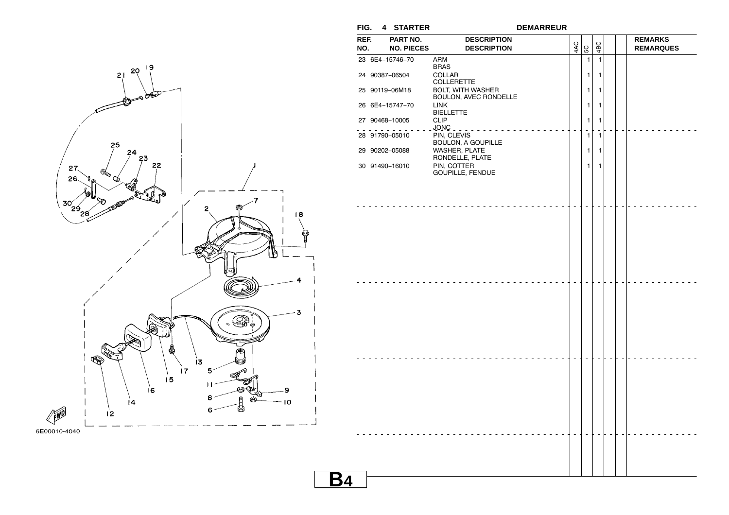## FIG. 4 STARTER — DEMARREUR

| REF. NO. | PART NO. / NO. PIECES | DESCRIPTION / DESCRIPTION | 4AC | 5C | 4BC | | | REMARKS / REMARQUES |
|---|---|---|---|---|---|---|---|---|
| 23 | 6E4-15746-70 | ARM<br>BRAS | | 1 | 1 | | | |
| 24 | 90387-06504 | COLLAR<br>COLLERETTE | | 1 | 1 | | | |
| 25 | 90119-06M18 | BOLT, WITH WASHER<br>BOULON, AVEC RONDELLE | | 1 | 1 | | | |
| 26 | 6E4-15747-70 | LINK<br>BIELLETTE | | 1 | 1 | | | |
| 27 | 90468-10005 | CLIP<br>JONC | | 1 | 1 | | | |
| 28 | 91790-05010 | PIN, CLEVIS<br>BOULON, A GOUPILLE | | 1 | 1 | | | |
| 29 | 90202-05088 | WASHER, PLATE<br>RONDELLE, PLATE | | 1 | 1 | | | |
| 30 | 91490-16010 | PIN, COTTER<br>GOUPILLE, FENDUE | | 1 | 1 | | | |

6E00010-4040

B4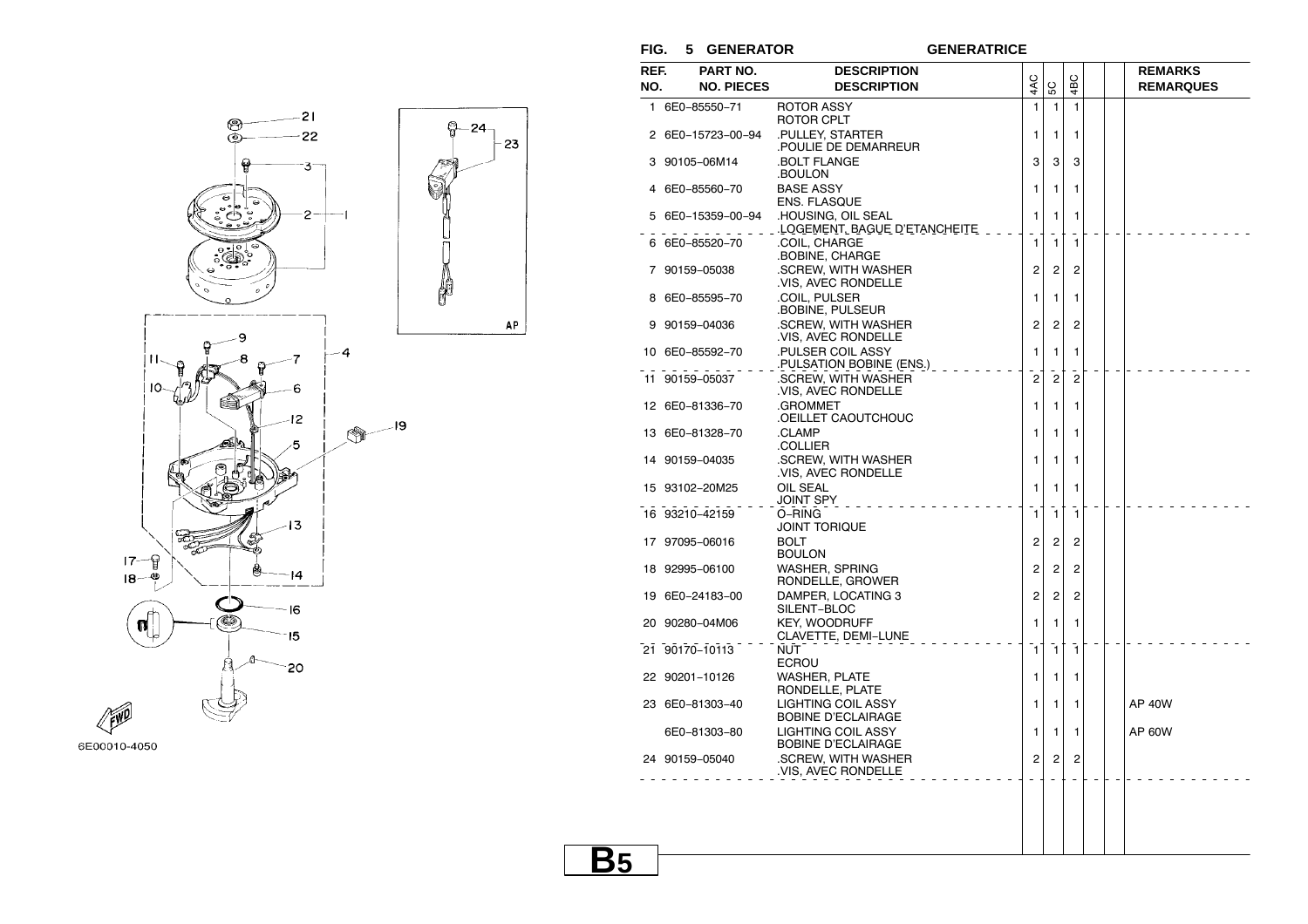## FIG. 5 GENERATOR — GENERATRICE

| REF. NO. | PART NO. | DESCRIPTION | 4AC | 5C | 4BC | | | REMARKS |
|---|---|---|---|---|---|---|---|---|
| 1 | 6E0-85550-71 | ROTOR ASSY<br>ROTOR CPLT | 1 | 1 | 1 | | | |
| 2 | 6E0-15723-00-94 | .PULLEY, STARTER<br>.POULIE DE DEMARREUR | 1 | 1 | 1 | | | |
| 3 | 90105-06M14 | .BOLT FLANGE<br>.BOULON | 3 | 3 | 3 | | | |
| 4 | 6E0-85560-70 | BASE ASSY<br>ENS. FLASQUE | 1 | 1 | 1 | | | |
| 5 | 6E0-15359-00-94 | .HOUSING, OIL SEAL<br>.LOGEMENT, BAGUE D'ETANCHEITE | 1 | 1 | 1 | | | |
| 6 | 6E0-85520-70 | .COIL, CHARGE<br>.BOBINE, CHARGE | 1 | 1 | 1 | | | |
| 7 | 90159-05038 | .SCREW, WITH WASHER<br>.VIS, AVEC RONDELLE | 2 | 2 | 2 | | | |
| 8 | 6E0-85595-70 | .COIL, PULSER<br>.BOBINE, PULSEUR | 1 | 1 | 1 | | | |
| 9 | 90159-04036 | .SCREW, WITH WASHER<br>.VIS, AVEC RONDELLE | 2 | 2 | 2 | | | |
| 10 | 6E0-85592-70 | .PULSER COIL ASSY<br>.PULSATION BOBINE (ENS.) | 1 | 1 | 1 | | | |
| 11 | 90159-05037 | .SCREW, WITH WASHER<br>.VIS, AVEC RONDELLE | 2 | 2 | 2 | | | |
| 12 | 6E0-81336-70 | .GROMMET<br>.OEILLET CAOUTCHOUC | 1 | 1 | 1 | | | |
| 13 | 6E0-81328-70 | .CLAMP<br>.COLLIER | 1 | 1 | 1 | | | |
| 14 | 90159-04035 | .SCREW, WITH WASHER<br>.VIS, AVEC RONDELLE | 1 | 1 | 1 | | | |
| 15 | 93102-20M25 | OIL SEAL<br>JOINT SPY | 1 | 1 | 1 | | | |
| 16 | 93210-42159 | O-RING<br>JOINT TORIQUE | 1 | 1 | 1 | | | |
| 17 | 97095-06016 | BOLT<br>BOULON | 2 | 2 | 2 | | | |
| 18 | 92995-06100 | WASHER, SPRING<br>RONDELLE, GROWER | 2 | 2 | 2 | | | |
| 19 | 6E0-24183-00 | DAMPER, LOCATING 3<br>SILENT-BLOC | 2 | 2 | 2 | | | |
| 20 | 90280-04M06 | KEY, WOODRUFF<br>CLAVETTE, DEMI-LUNE | 1 | 1 | 1 | | | |
| 21 | 90170-10113 | NUT<br>ECROU | 1 | 1 | 1 | | | |
| 22 | 90201-10126 | WASHER, PLATE<br>RONDELLE, PLATE | 1 | 1 | 1 | | | |
| 23 | 6E0-81303-40 | LIGHTING COIL ASSY<br>BOBINE D'ECLAIRAGE | 1 | 1 | 1 | | | AP 40W |
| | 6E0-81303-80 | LIGHTING COIL ASSY<br>BOBINE D'ECLAIRAGE | 1 | 1 | 1 | | | AP 60W |
| 24 | 90159-05040 | .SCREW, WITH WASHER<br>.VIS, AVEC RONDELLE | 2 | 2 | 2 | | | |

6E00010-4050

B5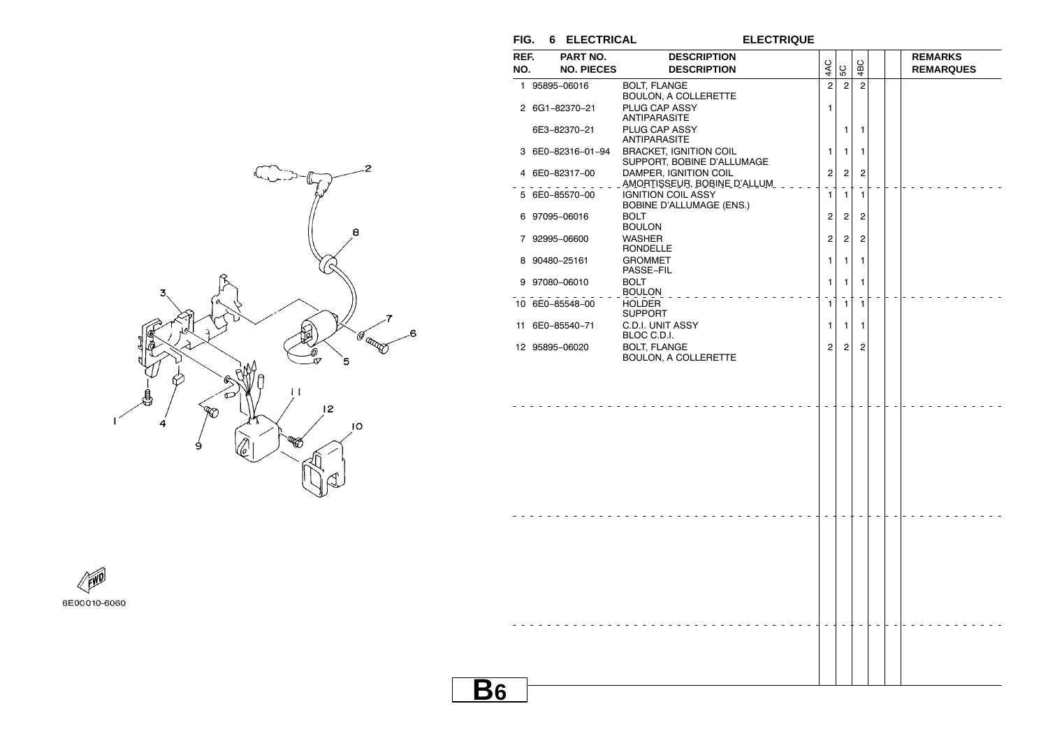## FIG. 6 ELECTRICAL ELECTRIQUE

| REF. NO. | PART NO. / NO. PIECES | DESCRIPTION / DESCRIPTION | 4AC | 5C | 4BC | | | REMARKS / REMARQUES |
|---|---|---|---|---|---|---|---|---|
| 1 | 95895–06016 | BOLT, FLANGE<br>BOULON, A COLLERETTE | 2 | 2 | 2 | | | |
| 2 | 6G1–82370–21 | PLUG CAP ASSY<br>ANTIPARASITE | 1 | | | | | |
| | 6E3–82370–21 | PLUG CAP ASSY<br>ANTIPARASITE | | 1 | 1 | | | |
| 3 | 6E0–82316–01–94 | BRACKET, IGNITION COIL<br>SUPPORT, BOBINE D'ALLUMAGE | 1 | 1 | 1 | | | |
| 4 | 6E0–82317–00 | DAMPER, IGNITION COIL<br>AMORTISSEUR, BOBINE D'ALLUM | 2 | 2 | 2 | | | |
| 5 | 6E0–85570–00 | IGNITION COIL ASSY<br>BOBINE D'ALLUMAGE (ENS.) | 1 | 1 | 1 | | | |
| 6 | 97095–06016 | BOLT<br>BOULON | 2 | 2 | 2 | | | |
| 7 | 92995–06600 | WASHER<br>RONDELLE | 2 | 2 | 2 | | | |
| 8 | 90480–25161 | GROMMET<br>PASSE–FIL | 1 | 1 | 1 | | | |
| 9 | 97080–06010 | BOLT<br>BOULON | 1 | 1 | 1 | | | |
| 10 | 6E0–85548–00 | HOLDER<br>SUPPORT | 1 | 1 | 1 | | | |
| 11 | 6E0–85540–71 | C.D.I. UNIT ASSY<br>BLOC C.D.I. | 1 | 1 | 1 | | | |
| 12 | 95895–06020 | BOLT, FLANGE<br>BOULON, A COLLERETTE | 2 | 2 | 2 | | | |

6E00010-6060

B6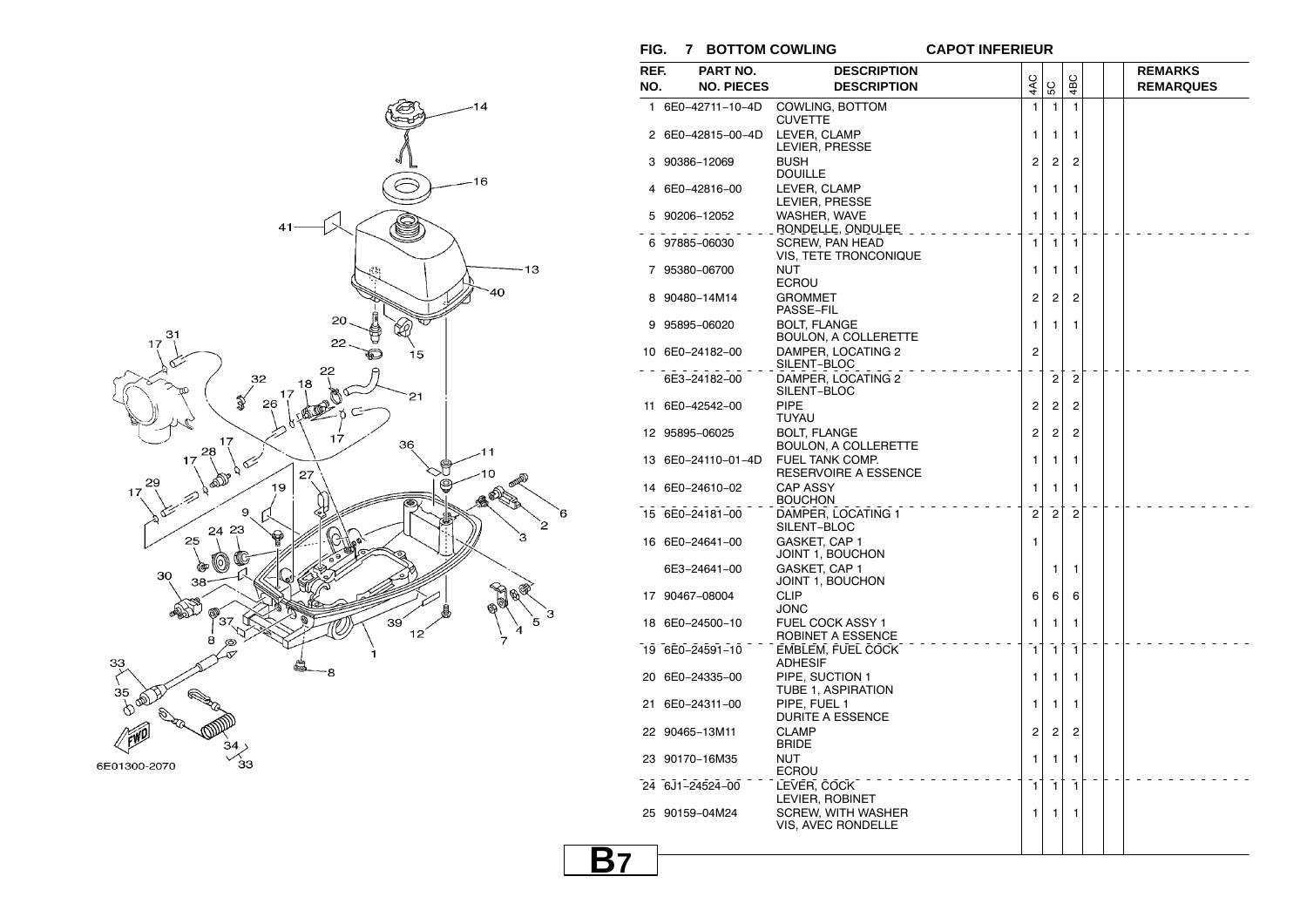## FIG. 7 BOTTOM COWLING — CAPOT INFERIEUR

| REF. NO. | PART NO. / NO. PIECES | DESCRIPTION / DESCRIPTION | 4AC | 5C | 4BC | | | REMARKS / REMARQUES |
|---|---|---|---|---|---|---|---|---|
| 1 | 6E0–42711–10–4D | COWLING, BOTTOM<br>CUVETTE | 1 | 1 | 1 | | | |
| 2 | 6E0–42815–00–4D | LEVER, CLAMP<br>LEVIER, PRESSE | 1 | 1 | 1 | | | |
| 3 | 90386–12069 | BUSH<br>DOUILLE | 2 | 2 | 2 | | | |
| 4 | 6E0–42816–00 | LEVER, CLAMP<br>LEVIER, PRESSE | 1 | 1 | 1 | | | |
| 5 | 90206–12052 | WASHER, WAVE<br>RONDELLE, ONDULEE | 1 | 1 | 1 | | | |
| 6 | 97885–06030 | SCREW, PAN HEAD<br>VIS, TETE TRONCONIQUE | 1 | 1 | 1 | | | |
| 7 | 95380–06700 | NUT<br>ECROU | 1 | 1 | 1 | | | |
| 8 | 90480–14M14 | GROMMET<br>PASSE–FIL | 2 | 2 | 2 | | | |
| 9 | 95895–06020 | BOLT, FLANGE<br>BOULON, A COLLERETTE | 1 | 1 | 1 | | | |
| 10 | 6E0–24182–00 | DAMPER, LOCATING 2<br>SILENT–BLOC | 2 | | | | | |
| | 6E3–24182–00 | DAMPER, LOCATING 2<br>SILENT–BLOC | | 2 | 2 | | | |
| 11 | 6E0–42542–00 | PIPE<br>TUYAU | 2 | 2 | 2 | | | |
| 12 | 95895–06025 | BOLT, FLANGE<br>BOULON, A COLLERETTE | 2 | 2 | 2 | | | |
| 13 | 6E0–24110–01–4D | FUEL TANK COMP.<br>RESERVOIRE A ESSENCE | 1 | 1 | 1 | | | |
| 14 | 6E0–24610–02 | CAP ASSY<br>BOUCHON | 1 | 1 | 1 | | | |
| 15 | 6E0–24181–00 | DAMPER, LOCATING 1<br>SILENT–BLOC | 2 | 2 | 2 | | | |
| 16 | 6E0–24641–00 | GASKET, CAP 1<br>JOINT 1, BOUCHON | 1 | | | | | |
| | 6E3–24641–00 | GASKET, CAP 1<br>JOINT 1, BOUCHON | | 1 | 1 | | | |
| 17 | 90467–08004 | CLIP<br>JONC | 6 | 6 | 6 | | | |
| 18 | 6E0–24500–10 | FUEL COCK ASSY 1<br>ROBINET A ESSENCE | 1 | 1 | 1 | | | |
| 19 | 6E0–24591–10 | EMBLEM, FUEL COCK<br>ADHESIF | 1 | 1 | 1 | | | |
| 20 | 6E0–24335–00 | PIPE, SUCTION 1<br>TUBE 1, ASPIRATION | 1 | 1 | 1 | | | |
| 21 | 6E0–24311–00 | PIPE, FUEL 1<br>DURITE A ESSENCE | 1 | 1 | 1 | | | |
| 22 | 90465–13M11 | CLAMP<br>BRIDE | 2 | 2 | 2 | | | |
| 23 | 90170–16M35 | NUT<br>ECROU | 1 | 1 | 1 | | | |
| 24 | 6J1–24524–00 | LEVER, COCK<br>LEVIER, ROBINET | 1 | 1 | 1 | | | |
| 25 | 90159–04M24 | SCREW, WITH WASHER<br>VIS, AVEC RONDELLE | 1 | 1 | 1 | | | |

6E01300-2070

B7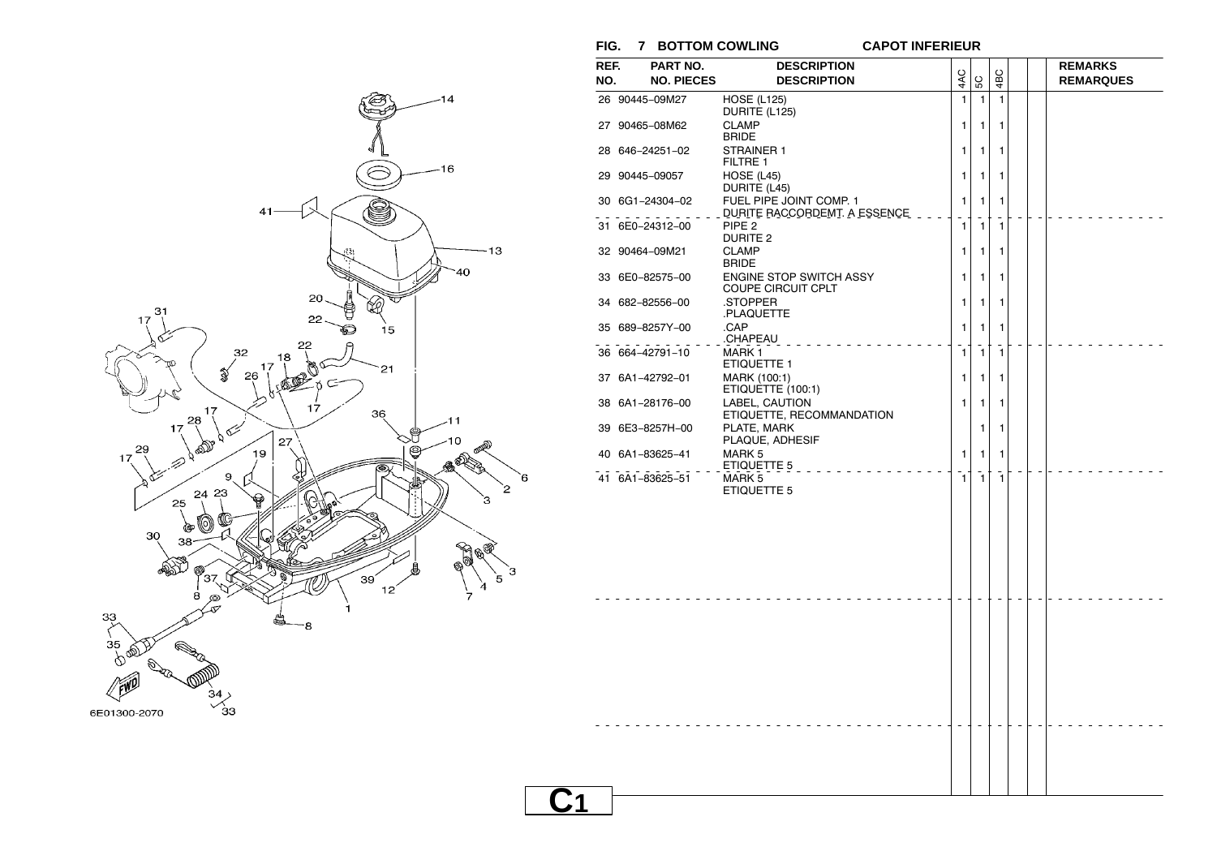## FIG. 7 BOTTOM COWLING CAPOT INFERIEUR

| REF. NO. | PART NO. | DESCRIPTION / DESCRIPTION | 4AC | 5C | 4BC | | | REMARKS / REMARQUES |
|---|---|---|---|---|---|---|---|---|
| 26 | 90445-09M27 | HOSE (L125) / DURITE (L125) | 1 | 1 | 1 | | | |
| 27 | 90465-08M62 | CLAMP / BRIDE | 1 | 1 | 1 | | | |
| 28 | 646-24251-02 | STRAINER 1 / FILTRE 1 | 1 | 1 | 1 | | | |
| 29 | 90445-09057 | HOSE (L45) / DURITE (L45) | 1 | 1 | 1 | | | |
| 30 | 6G1-24304-02 | FUEL PIPE JOINT COMP. 1 / DURITE RACCORDEMT. A ESSENCE | 1 | 1 | 1 | | | |
| 31 | 6E0-24312-00 | PIPE 2 / DURITE 2 | 1 | 1 | 1 | | | |
| 32 | 90464-09M21 | CLAMP / BRIDE | 1 | 1 | 1 | | | |
| 33 | 6E0-82575-00 | ENGINE STOP SWITCH ASSY / COUPE CIRCUIT CPLT | 1 | 1 | 1 | | | |
| 34 | 682-82556-00 | .STOPPER / .PLAQUETTE | 1 | 1 | 1 | | | |
| 35 | 689-8257Y-00 | .CAP / .CHAPEAU | 1 | 1 | 1 | | | |
| 36 | 664-42791-10 | MARK 1 / ETIQUETTE 1 | 1 | 1 | 1 | | | |
| 37 | 6A1-42792-01 | MARK (100:1) / ETIQUETTE (100:1) | 1 | 1 | 1 | | | |
| 38 | 6A1-28176-00 | LABEL, CAUTION / ETIQUETTE, RECOMMANDATION | 1 | 1 | 1 | | | |
| 39 | 6E3-8257H-00 | PLATE, MARK / PLAQUE, ADHESIF | | 1 | 1 | | | |
| 40 | 6A1-83625-41 | MARK 5 / ETIQUETTE 5 | 1 | 1 | 1 | | | |
| 41 | 6A1-83625-51 | MARK 5 / ETIQUETTE 5 | 1 | 1 | 1 | | | |

6E01300-2070

C1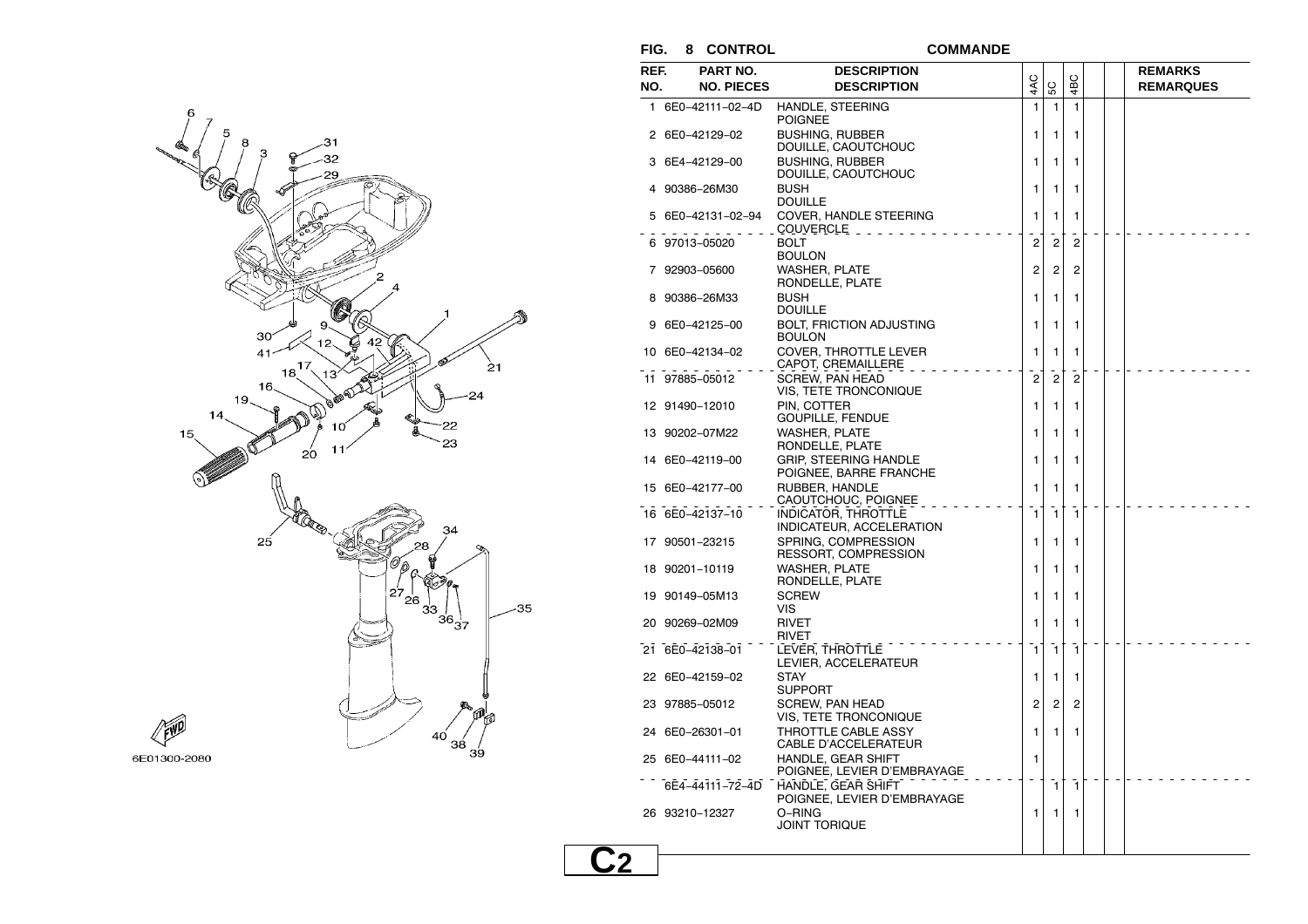## FIG. 8 CONTROL — COMMANDE

| REF. NO. | PART NO. / NO. PIECES | DESCRIPTION / DESCRIPTION | 4AC | 5C | 4BC | | | REMARKS / REMARQUES |
|---|---|---|---|---|---|---|---|---|
| 1 | 6E0–42111–02–4D | HANDLE, STEERING<br>POIGNEE | 1 | 1 | 1 | | | |
| 2 | 6E0–42129–02 | BUSHING, RUBBER<br>DOUILLE, CAOUTCHOUC | 1 | 1 | 1 | | | |
| 3 | 6E4–42129–00 | BUSHING, RUBBER<br>DOUILLE, CAOUTCHOUC | 1 | 1 | 1 | | | |
| 4 | 90386–26M30 | BUSH<br>DOUILLE | 1 | 1 | 1 | | | |
| 5 | 6E0–42131–02–94 | COVER, HANDLE STEERING<br>COUVERCLE | 1 | 1 | 1 | | | |
| 6 | 97013–05020 | BOLT<br>BOULON | 2 | 2 | 2 | | | |
| 7 | 92903–05600 | WASHER, PLATE<br>RONDELLE, PLATE | 2 | 2 | 2 | | | |
| 8 | 90386–26M33 | BUSH<br>DOUILLE | 1 | 1 | 1 | | | |
| 9 | 6E0–42125–00 | BOLT, FRICTION ADJUSTING<br>BOULON | 1 | 1 | 1 | | | |
| 10 | 6E0–42134–02 | COVER, THROTTLE LEVER<br>CAPOT, CREMAILLERE | 1 | 1 | 1 | | | |
| 11 | 97885–05012 | SCREW, PAN HEAD<br>VIS, TETE TRONCONIQUE | 2 | 2 | 2 | | | |
| 12 | 91490–12010 | PIN, COTTER<br>GOUPILLE, FENDUE | 1 | 1 | 1 | | | |
| 13 | 90202–07M22 | WASHER, PLATE<br>RONDELLE, PLATE | 1 | 1 | 1 | | | |
| 14 | 6E0–42119–00 | GRIP, STEERING HANDLE<br>POIGNEE, BARRE FRANCHE | 1 | 1 | 1 | | | |
| 15 | 6E0–42177–00 | RUBBER, HANDLE<br>CAOUTCHOUC, POIGNEE | 1 | 1 | 1 | | | |
| 16 | 6E0–42137–10 | INDICATOR, THROTTLE<br>INDICATEUR, ACCELERATION | 1 | 1 | 1 | | | |
| 17 | 90501–23215 | SPRING, COMPRESSION<br>RESSORT, COMPRESSION | 1 | 1 | 1 | | | |
| 18 | 90201–10119 | WASHER, PLATE<br>RONDELLE, PLATE | 1 | 1 | 1 | | | |
| 19 | 90149–05M13 | SCREW<br>VIS | 1 | 1 | 1 | | | |
| 20 | 90269–02M09 | RIVET<br>RIVET | 1 | 1 | 1 | | | |
| 21 | 6E0–42138–01 | LEVER, THROTTLE<br>LEVIER, ACCELERATEUR | 1 | 1 | 1 | | | |
| 22 | 6E0–42159–02 | STAY<br>SUPPORT | 1 | 1 | 1 | | | |
| 23 | 97885–05012 | SCREW, PAN HEAD<br>VIS, TETE TRONCONIQUE | 2 | 2 | 2 | | | |
| 24 | 6E0–26301–01 | THROTTLE CABLE ASSY<br>CABLE D'ACCELERATEUR | 1 | 1 | 1 | | | |
| 25 | 6E0–44111–02 | HANDLE, GEAR SHIFT<br>POIGNEE, LEVIER D'EMBRAYAGE | 1 | | | | | |
| | 6E4–44111–72–4D | HANDLE, GEAR SHIFT<br>POIGNEE, LEVIER D'EMBRAYAGE | | 1 | 1 | | | |
| 26 | 93210–12327 | O–RING<br>JOINT TORIQUE | 1 | 1 | 1 | | | |

6E01300-2080

C2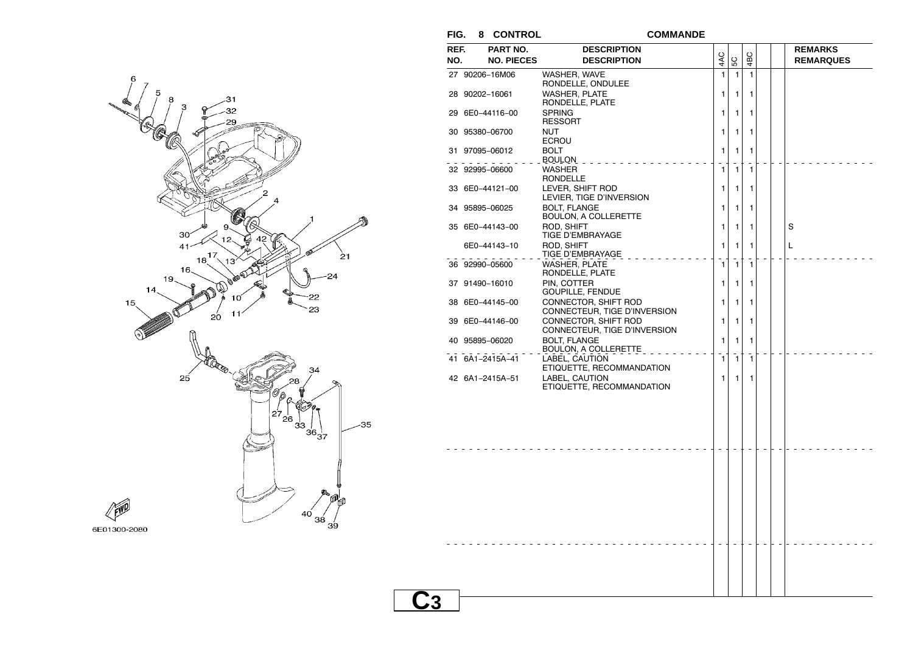# FIG. 8 CONTROL — COMMANDE

| REF. NO. | PART NO. / NO. PIECES | DESCRIPTION / DESCRIPTION | 4AC | 5C | 4BC | | | REMARKS / REMARQUES |
|---|---|---|---|---|---|---|---|---|
| 27 | 90206-16M06 | WASHER, WAVE / RONDELLE, ONDULEE | 1 | 1 | 1 | | | |
| 28 | 90202-16061 | WASHER, PLATE / RONDELLE, PLATE | 1 | 1 | 1 | | | |
| 29 | 6E0-44116-00 | SPRING / RESSORT | 1 | 1 | 1 | | | |
| 30 | 95380-06700 | NUT / ECROU | 1 | 1 | 1 | | | |
| 31 | 97095-06012 | BOLT / BOULON | 1 | 1 | 1 | | | |
| 32 | 92995-06600 | WASHER / RONDELLE | 1 | 1 | 1 | | | |
| 33 | 6E0-44121-00 | LEVER, SHIFT ROD / LEVIER, TIGE D'INVERSION | 1 | 1 | 1 | | | |
| 34 | 95895-06025 | BOLT, FLANGE / BOULON, A COLLERETTE | 1 | 1 | 1 | | | |
| 35 | 6E0-44143-00 | ROD, SHIFT / TIGE D'EMBRAYAGE | 1 | 1 | 1 | | | S |
| | 6E0-44143-10 | ROD, SHIFT / TIGE D'EMBRAYAGE | 1 | 1 | 1 | | | L |
| 36 | 92990-05600 | WASHER, PLATE / RONDELLE, PLATE | 1 | 1 | 1 | | | |
| 37 | 91490-16010 | PIN, COTTER / GOUPILLE, FENDUE | 1 | 1 | 1 | | | |
| 38 | 6E0-44145-00 | CONNECTOR, SHIFT ROD / CONNECTEUR, TIGE D'INVERSION | 1 | 1 | 1 | | | |
| 39 | 6E0-44146-00 | CONNECTOR, SHIFT ROD / CONNECTEUR, TIGE D'INVERSION | 1 | 1 | 1 | | | |
| 40 | 95895-06020 | BOLT, FLANGE / BOULON, A COLLERETTE | 1 | 1 | 1 | | | |
| 41 | 6A1-2415A-41 | LABEL, CAUTION / ETIQUETTE, RECOMMANDATION | 1 | 1 | 1 | | | |
| 42 | 6A1-2415A-51 | LABEL, CAUTION / ETIQUETTE, RECOMMANDATION | 1 | 1 | 1 | | | |

6E01300-2080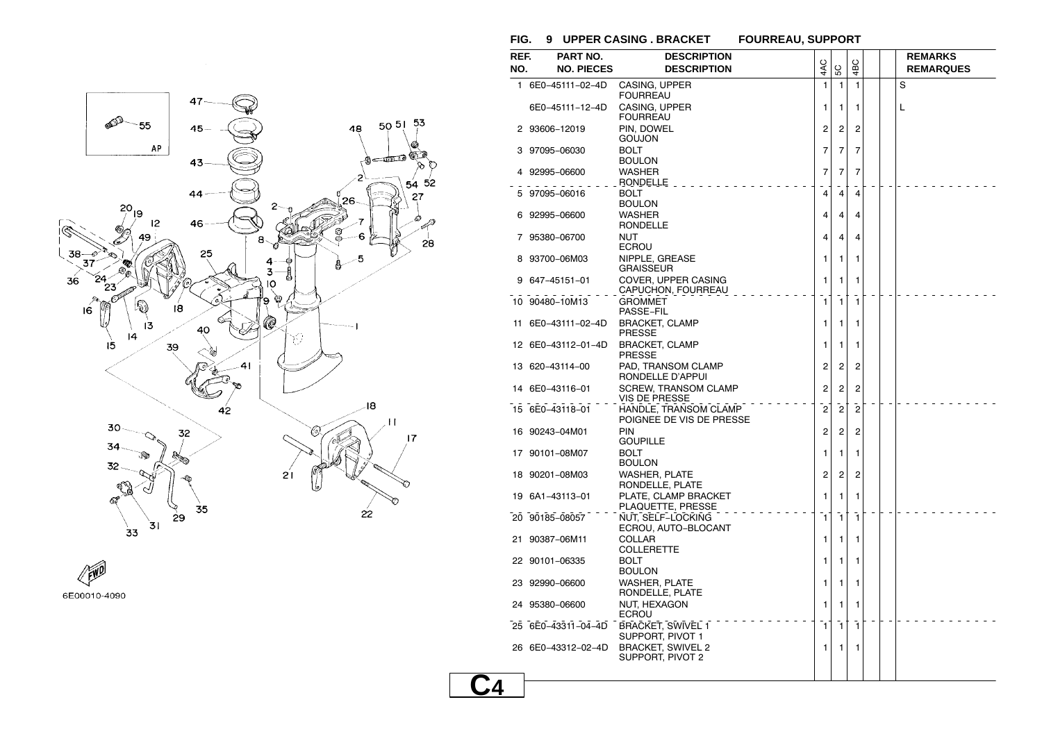## FIG. 9 UPPER CASING . BRACKET　　FOURREAU, SUPPORT

| REF. NO. | PART NO. / NO. PIECES | DESCRIPTION / DESCRIPTION | 4AC | 5C | 4BC | | | REMARKS / REMARQUES |
|---|---|---|---|---|---|---|---|---|
| 1 | 6E0-45111-02-4D | CASING, UPPER<br>FOURREAU | 1 | 1 | 1 | | | S |
| | 6E0-45111-12-4D | CASING, UPPER<br>FOURREAU | 1 | 1 | 1 | | | L |
| 2 | 93606-12019 | PIN, DOWEL<br>GOUJON | 2 | 2 | 2 | | | |
| 3 | 97095-06030 | BOLT<br>BOULON | 7 | 7 | 7 | | | |
| 4 | 92995-06600 | WASHER<br>RONDELLE | 7 | 7 | 7 | | | |
| 5 | 97095-06016 | BOLT<br>BOULON | 4 | 4 | 4 | | | |
| 6 | 92995-06600 | WASHER<br>RONDELLE | 4 | 4 | 4 | | | |
| 7 | 95380-06700 | NUT<br>ECROU | 4 | 4 | 4 | | | |
| 8 | 93700-06M03 | NIPPLE, GREASE<br>GRAISSEUR | 1 | 1 | 1 | | | |
| 9 | 647-45151-01 | COVER, UPPER CASING<br>CAPUCHON, FOURREAU | 1 | 1 | 1 | | | |
| 10 | 90480-10M13 | GROMMET<br>PASSE-FIL | 1 | 1 | 1 | | | |
| 11 | 6E0-43111-02-4D | BRACKET, CLAMP<br>PRESSE | 1 | 1 | 1 | | | |
| 12 | 6E0-43112-01-4D | BRACKET, CLAMP<br>PRESSE | 1 | 1 | 1 | | | |
| 13 | 620-43114-00 | PAD, TRANSOM CLAMP<br>RONDELLE D'APPUI | 2 | 2 | 2 | | | |
| 14 | 6E0-43116-01 | SCREW, TRANSOM CLAMP<br>VIS DE PRESSE | 2 | 2 | 2 | | | |
| 15 | 6E0-43118-01 | HANDLE, TRANSOM CLAMP<br>POIGNEE DE VIS DE PRESSE | 2 | 2 | 2 | | | |
| 16 | 90243-04M01 | PIN<br>GOUPILLE | 2 | 2 | 2 | | | |
| 17 | 90101-08M07 | BOLT<br>BOULON | 1 | 1 | 1 | | | |
| 18 | 90201-08M03 | WASHER, PLATE<br>RONDELLE, PLATE | 2 | 2 | 2 | | | |
| 19 | 6A1-43113-01 | PLATE, CLAMP BRACKET<br>PLAQUETTE, PRESSE | 1 | 1 | 1 | | | |
| 20 | 90185-08057 | NUT, SELF-LOCKING<br>ECROU, AUTO-BLOCANT | 1 | 1 | 1 | | | |
| 21 | 90387-06M11 | COLLAR<br>COLLERETTE | 1 | 1 | 1 | | | |
| 22 | 90101-06335 | BOLT<br>BOULON | 1 | 1 | 1 | | | |
| 23 | 92990-06600 | WASHER, PLATE<br>RONDELLE, PLATE | 1 | 1 | 1 | | | |
| 24 | 95380-06600 | NUT, HEXAGON<br>ECROU | 1 | 1 | 1 | | | |
| 25 | 6E0-43311-04-4D | BRACKET, SWIVEL 1<br>SUPPORT, PIVOT 1 | 1 | 1 | 1 | | | |
| 26 | 6E0-43312-02-4D | BRACKET, SWIVEL 2<br>SUPPORT, PIVOT 2 | 1 | 1 | 1 | | | |

6E00010-4090

C4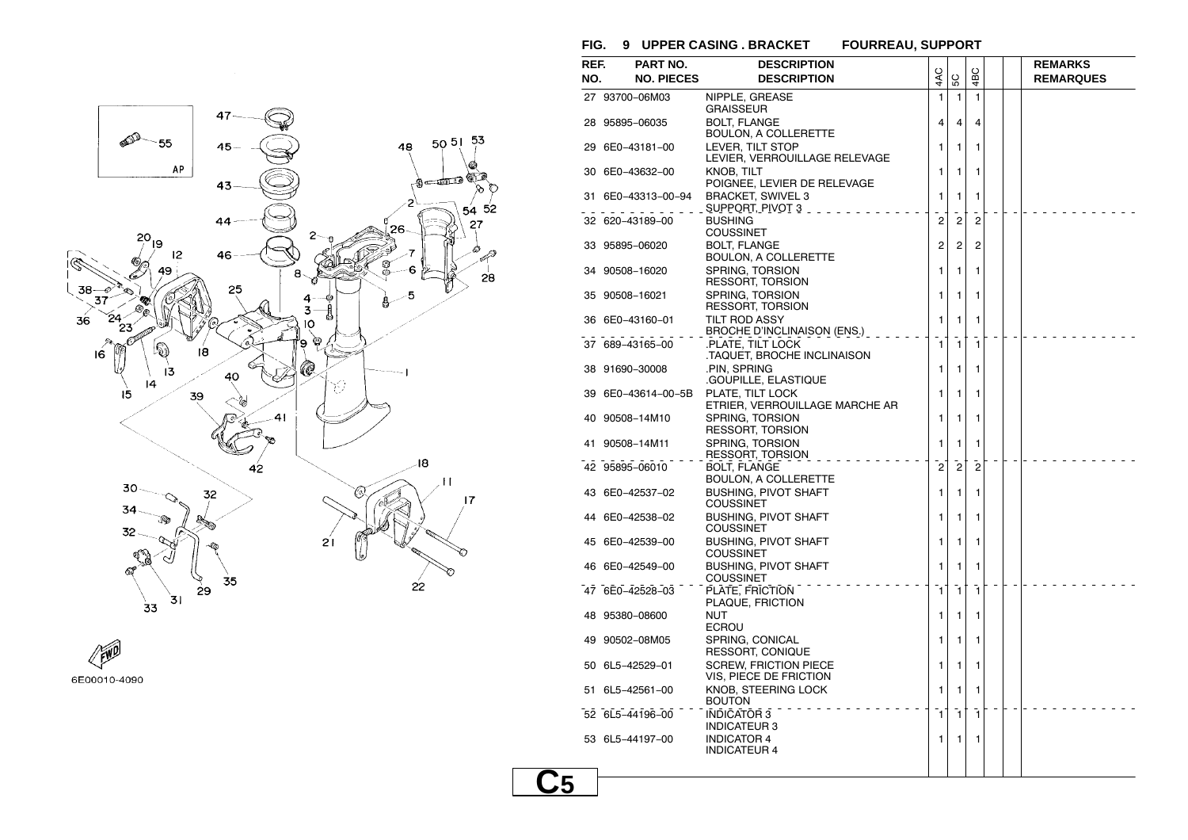## FIG. 9 UPPER CASING . BRACKET FOURREAU, SUPPORT

| REF. NO. | PART NO. / NO. PIECES | DESCRIPTION / DESCRIPTION | 4AC | 5C | 4BC | | | REMARKS / REMARQUES |
|---|---|---|---|---|---|---|---|---|
| 27 | 93700-06M03 | NIPPLE, GREASE<br>GRAISSEUR | 1 | 1 | 1 | | | |
| 28 | 95895-06035 | BOLT, FLANGE<br>BOULON, A COLLERETTE | 4 | 4 | 4 | | | |
| 29 | 6E0-43181-00 | LEVER, TILT STOP<br>LEVIER, VERROUILLAGE RELEVAGE | 1 | 1 | 1 | | | |
| 30 | 6E0-43632-00 | KNOB, TILT<br>POIGNEE, LEVIER DE RELEVAGE | 1 | 1 | 1 | | | |
| 31 | 6E0-43313-00-94 | BRACKET, SWIVEL 3<br>SUPPORT, PIVOT 3 | 1 | 1 | 1 | | | |
| 32 | 620-43189-00 | BUSHING<br>COUSSINET | 2 | 2 | 2 | | | |
| 33 | 95895-06020 | BOLT, FLANGE<br>BOULON, A COLLERETTE | 2 | 2 | 2 | | | |
| 34 | 90508-16020 | SPRING, TORSION<br>RESSORT, TORSION | 1 | 1 | 1 | | | |
| 35 | 90508-16021 | SPRING, TORSION<br>RESSORT, TORSION | 1 | 1 | 1 | | | |
| 36 | 6E0-43160-01 | TILT ROD ASSY<br>BROCHE D'INCLINAISON (ENS.) | 1 | 1 | 1 | | | |
| 37 | 689-43165-00 | .PLATE, TILT LOCK<br>.TAQUET, BROCHE INCLINAISON | 1 | 1 | 1 | | | |
| 38 | 91690-30008 | .PIN, SPRING<br>.GOUPILLE, ELASTIQUE | 1 | 1 | 1 | | | |
| 39 | 6E0-43614-00-5B | PLATE, TILT LOCK<br>ETRIER, VERROUILLAGE MARCHE AR | 1 | 1 | 1 | | | |
| 40 | 90508-14M10 | SPRING, TORSION<br>RESSORT, TORSION | 1 | 1 | 1 | | | |
| 41 | 90508-14M11 | SPRING, TORSION<br>RESSORT, TORSION | 1 | 1 | 1 | | | |
| 42 | 95895-06010 | BOLT, FLANGE<br>BOULON, A COLLERETTE | 2 | 2 | 2 | | | |
| 43 | 6E0-42537-02 | BUSHING, PIVOT SHAFT<br>COUSSINET | 1 | 1 | 1 | | | |
| 44 | 6E0-42538-02 | BUSHING, PIVOT SHAFT<br>COUSSINET | 1 | 1 | 1 | | | |
| 45 | 6E0-42539-00 | BUSHING, PIVOT SHAFT<br>COUSSINET | 1 | 1 | 1 | | | |
| 46 | 6E0-42549-00 | BUSHING, PIVOT SHAFT<br>COUSSINET | 1 | 1 | 1 | | | |
| 47 | 6E0-42528-03 | PLATE, FRICTION<br>PLAQUE, FRICTION | 1 | 1 | 1 | | | |
| 48 | 95380-08600 | NUT<br>ECROU | 1 | 1 | 1 | | | |
| 49 | 90502-08M05 | SPRING, CONICAL<br>RESSORT, CONIQUE | 1 | 1 | 1 | | | |
| 50 | 6L5-42529-01 | SCREW, FRICTION PIECE<br>VIS, PIECE DE FRICTION | 1 | 1 | 1 | | | |
| 51 | 6L5-42561-00 | KNOB, STEERING LOCK<br>BOUTON | 1 | 1 | 1 | | | |
| 52 | 6L5-44196-00 | INDICATOR 3<br>INDICATEUR 3 | 1 | 1 | 1 | | | |
| 53 | 6L5-44197-00 | INDICATOR 4<br>INDICATEUR 4 | 1 | 1 | 1 | | | |

6E00010-4090

C5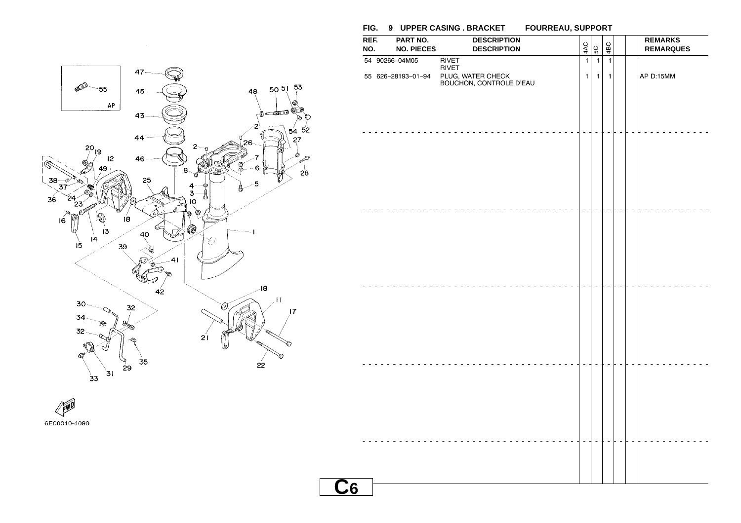## FIG. 9 UPPER CASING . BRACKET FOURREAU, SUPPORT

| REF. NO. | PART NO. NO. PIECES | DESCRIPTION DESCRIPTION | 4AC | 5C | 4BC | | | REMARKS REMARQUES |
|---|---|---|---|---|---|---|---|---|
| 54 | 90266-04M05 | RIVET RIVET | 1 | 1 | 1 | | | |
| 55 | 626-28193-01-94 | PLUG, WATER CHECK BOUCHON, CONTROLE D'EAU | 1 | 1 | 1 | | | AP D:15MM |

6E00010-4090

C6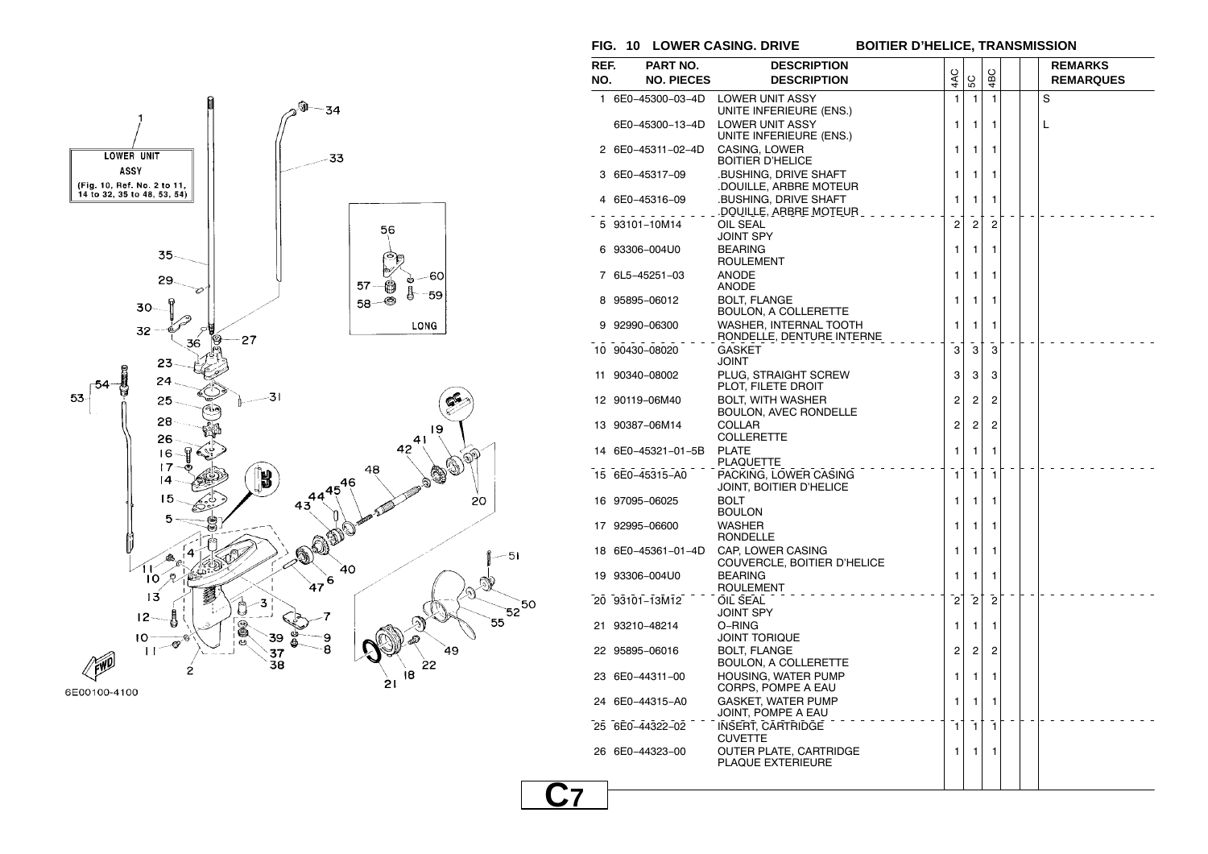## FIG. 10 LOWER CASING. DRIVE — BOITIER D'HELICE, TRANSMISSION

LOWER UNIT ASSY
(Fig. 10, Ref. No. 2 to 11, 14 to 32, 35 to 48, 53, 54)

LONG

6E00100-4100

| REF. NO. | PART NO. / NO. PIECES | DESCRIPTION / DESCRIPTION | 4AC | 5C | 4BC | | | REMARKS / REMARQUES |
|---|---|---|---|---|---|---|---|---|
| 1 | 6E0-45300-03-4D | LOWER UNIT ASSY<br>UNITE INFERIEURE (ENS.) | 1 | 1 | 1 | | | S |
| | 6E0-45300-13-4D | LOWER UNIT ASSY<br>UNITE INFERIEURE (ENS.) | 1 | 1 | 1 | | | L |
| 2 | 6E0-45311-02-4D | CASING, LOWER<br>BOITIER D'HELICE | 1 | 1 | 1 | | | |
| 3 | 6E0-45317-09 | .BUSHING, DRIVE SHAFT<br>.DOUILLE, ARBRE MOTEUR | 1 | 1 | 1 | | | |
| 4 | 6E0-45316-09 | .BUSHING, DRIVE SHAFT<br>.DOUILLE, ARBRE MOTEUR | 1 | 1 | 1 | | | |
| 5 | 93101-10M14 | OIL SEAL<br>JOINT SPY | 2 | 2 | 2 | | | |
| 6 | 93306-004U0 | BEARING<br>ROULEMENT | 1 | 1 | 1 | | | |
| 7 | 6L5-45251-03 | ANODE<br>ANODE | 1 | 1 | 1 | | | |
| 8 | 95895-06012 | BOLT, FLANGE<br>BOULON, A COLLERETTE | 1 | 1 | 1 | | | |
| 9 | 92990-06300 | WASHER, INTERNAL TOOTH<br>RONDELLE, DENTURE INTERNE | 1 | 1 | 1 | | | |
| 10 | 90430-08020 | GASKET<br>JOINT | 3 | 3 | 3 | | | |
| 11 | 90340-08002 | PLUG, STRAIGHT SCREW<br>PLOT, FILETE DROIT | 3 | 3 | 3 | | | |
| 12 | 90119-06M40 | BOLT, WITH WASHER<br>BOULON, AVEC RONDELLE | 2 | 2 | 2 | | | |
| 13 | 90387-06M14 | COLLAR<br>COLLERETTE | 2 | 2 | 2 | | | |
| 14 | 6E0-45321-01-5B | PLATE<br>PLAQUETTE | 1 | 1 | 1 | | | |
| 15 | 6E0-45315-A0 | PACKING, LOWER CASING<br>JOINT, BOITIER D'HELICE | 1 | 1 | 1 | | | |
| 16 | 97095-06025 | BOLT<br>BOULON | 1 | 1 | 1 | | | |
| 17 | 92995-06600 | WASHER<br>RONDELLE | 1 | 1 | 1 | | | |
| 18 | 6E0-45361-01-4D | CAP, LOWER CASING<br>COUVERCLE, BOITIER D'HELICE | 1 | 1 | 1 | | | |
| 19 | 93306-004U0 | BEARING<br>ROULEMENT | 1 | 1 | 1 | | | |
| 20 | 93101-13M12 | OIL SEAL<br>JOINT SPY | 2 | 2 | 2 | | | |
| 21 | 93210-48214 | O-RING<br>JOINT TORIQUE | 1 | 1 | 1 | | | |
| 22 | 95895-06016 | BOLT, FLANGE<br>BOULON, A COLLERETTE | 2 | 2 | 2 | | | |
| 23 | 6E0-44311-00 | HOUSING, WATER PUMP<br>CORPS, POMPE A EAU | 1 | 1 | 1 | | | |
| 24 | 6E0-44315-A0 | GASKET, WATER PUMP<br>JOINT, POMPE A EAU | 1 | 1 | 1 | | | |
| 25 | 6E0-44322-02 | INSERT, CARTRIDGE<br>CUVETTE | 1 | 1 | 1 | | | |
| 26 | 6E0-44323-00 | OUTER PLATE, CARTRIDGE<br>PLAQUE EXTERIEURE | 1 | 1 | 1 | | | |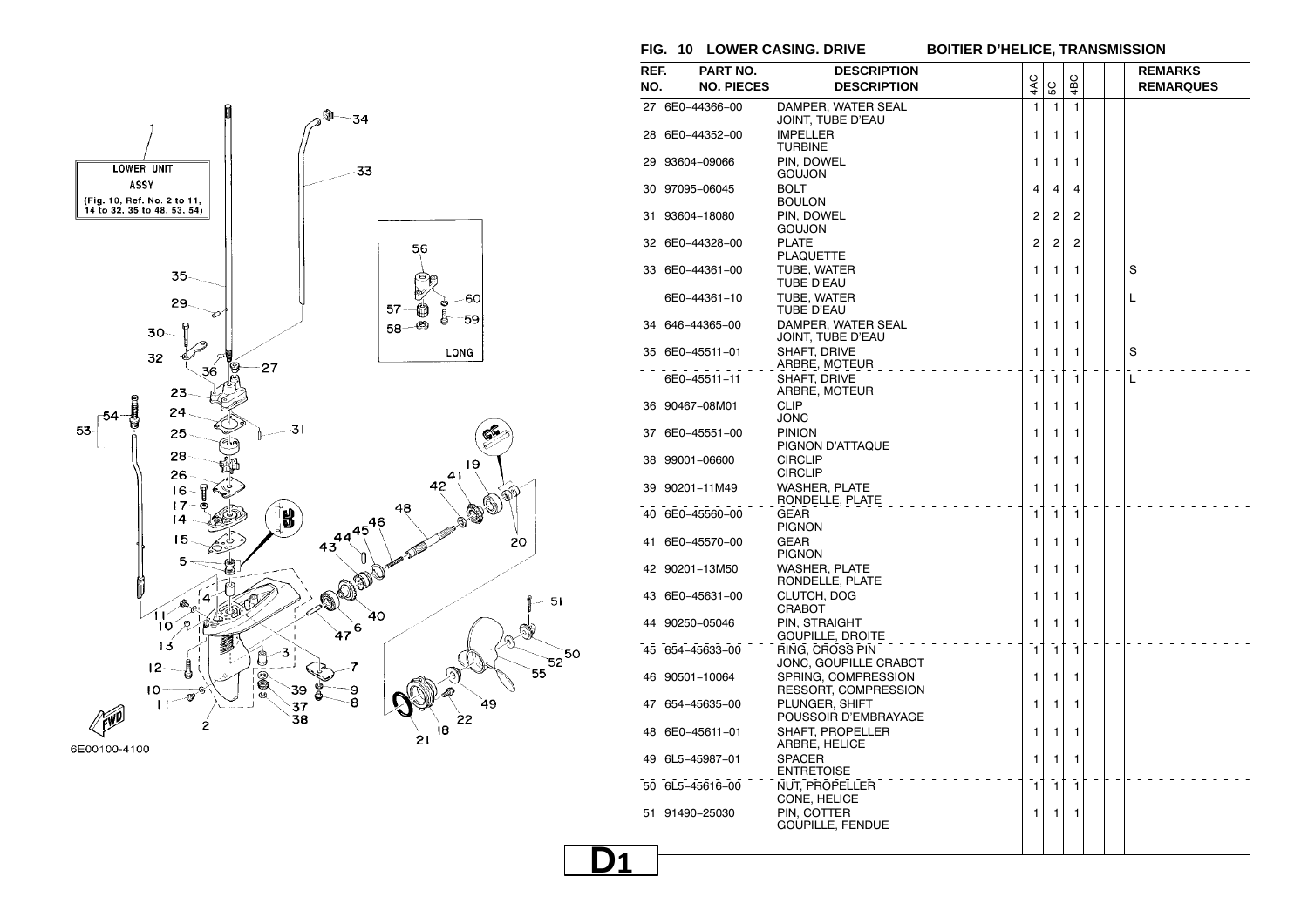## FIG. 10 LOWER CASING. DRIVE — BOITIER D'HELICE, TRANSMISSION

LOWER UNIT ASSY (Fig. 10, Ref. No. 2 to 11, 14 to 32, 35 to 48, 53, 54)

LONG

6E00100-4100

| REF. NO. | PART NO. / NO. PIECES | DESCRIPTION / DESCRIPTION | 4AC | 5C | 4BC | | | REMARKS / REMARQUES |
|---|---|---|---|---|---|---|---|---|
| 27 | 6E0-44366-00 | DAMPER, WATER SEAL<br>JOINT, TUBE D'EAU | 1 | 1 | 1 | | | |
| 28 | 6E0-44352-00 | IMPELLER<br>TURBINE | 1 | 1 | 1 | | | |
| 29 | 93604-09066 | PIN, DOWEL<br>GOUJON | 1 | 1 | 1 | | | |
| 30 | 97095-06045 | BOLT<br>BOULON | 4 | 4 | 4 | | | |
| 31 | 93604-18080 | PIN, DOWEL<br>GOUJON | 2 | 2 | 2 | | | |
| 32 | 6E0-44328-00 | PLATE<br>PLAQUETTE | 2 | 2 | 2 | | | |
| 33 | 6E0-44361-00 | TUBE, WATER<br>TUBE D'EAU | 1 | 1 | 1 | | | S |
| | 6E0-44361-10 | TUBE, WATER<br>TUBE D'EAU | 1 | 1 | 1 | | | L |
| 34 | 646-44365-00 | DAMPER, WATER SEAL<br>JOINT, TUBE D'EAU | 1 | 1 | 1 | | | |
| 35 | 6E0-45511-01 | SHAFT, DRIVE<br>ARBRE, MOTEUR | 1 | 1 | 1 | | | S |
| | 6E0-45511-11 | SHAFT, DRIVE<br>ARBRE, MOTEUR | 1 | 1 | 1 | | | L |
| 36 | 90467-08M01 | CLIP<br>JONC | 1 | 1 | 1 | | | |
| 37 | 6E0-45551-00 | PINION<br>PIGNON D'ATTAQUE | 1 | 1 | 1 | | | |
| 38 | 99001-06600 | CIRCLIP<br>CIRCLIP | 1 | 1 | 1 | | | |
| 39 | 90201-11M49 | WASHER, PLATE<br>RONDELLE, PLATE | 1 | 1 | 1 | | | |
| 40 | 6E0-45560-00 | GEAR<br>PIGNON | 1 | 1 | 1 | | | |
| 41 | 6E0-45570-00 | GEAR<br>PIGNON | 1 | 1 | 1 | | | |
| 42 | 90201-13M50 | WASHER, PLATE<br>RONDELLE, PLATE | 1 | 1 | 1 | | | |
| 43 | 6E0-45631-00 | CLUTCH, DOG<br>CRABOT | 1 | 1 | 1 | | | |
| 44 | 90250-05046 | PIN, STRAIGHT<br>GOUPILLE, DROITE | 1 | 1 | 1 | | | |
| 45 | 654-45633-00 | RING, CROSS PIN<br>JONC, GOUPILLE CRABOT | 1 | 1 | 1 | | | |
| 46 | 90501-10064 | SPRING, COMPRESSION<br>RESSORT, COMPRESSION | 1 | 1 | 1 | | | |
| 47 | 654-45635-00 | PLUNGER, SHIFT<br>POUSSOIR D'EMBRAYAGE | 1 | 1 | 1 | | | |
| 48 | 6E0-45611-01 | SHAFT, PROPELLER<br>ARBRE, HELICE | 1 | 1 | 1 | | | |
| 49 | 6L5-45987-01 | SPACER<br>ENTRETOISE | 1 | 1 | 1 | | | |
| 50 | 6L5-45616-00 | NUT, PROPELLER<br>CONE, HELICE | 1 | 1 | 1 | | | |
| 51 | 91490-25030 | PIN, COTTER<br>GOUPILLE, FENDUE | 1 | 1 | 1 | | | |

D1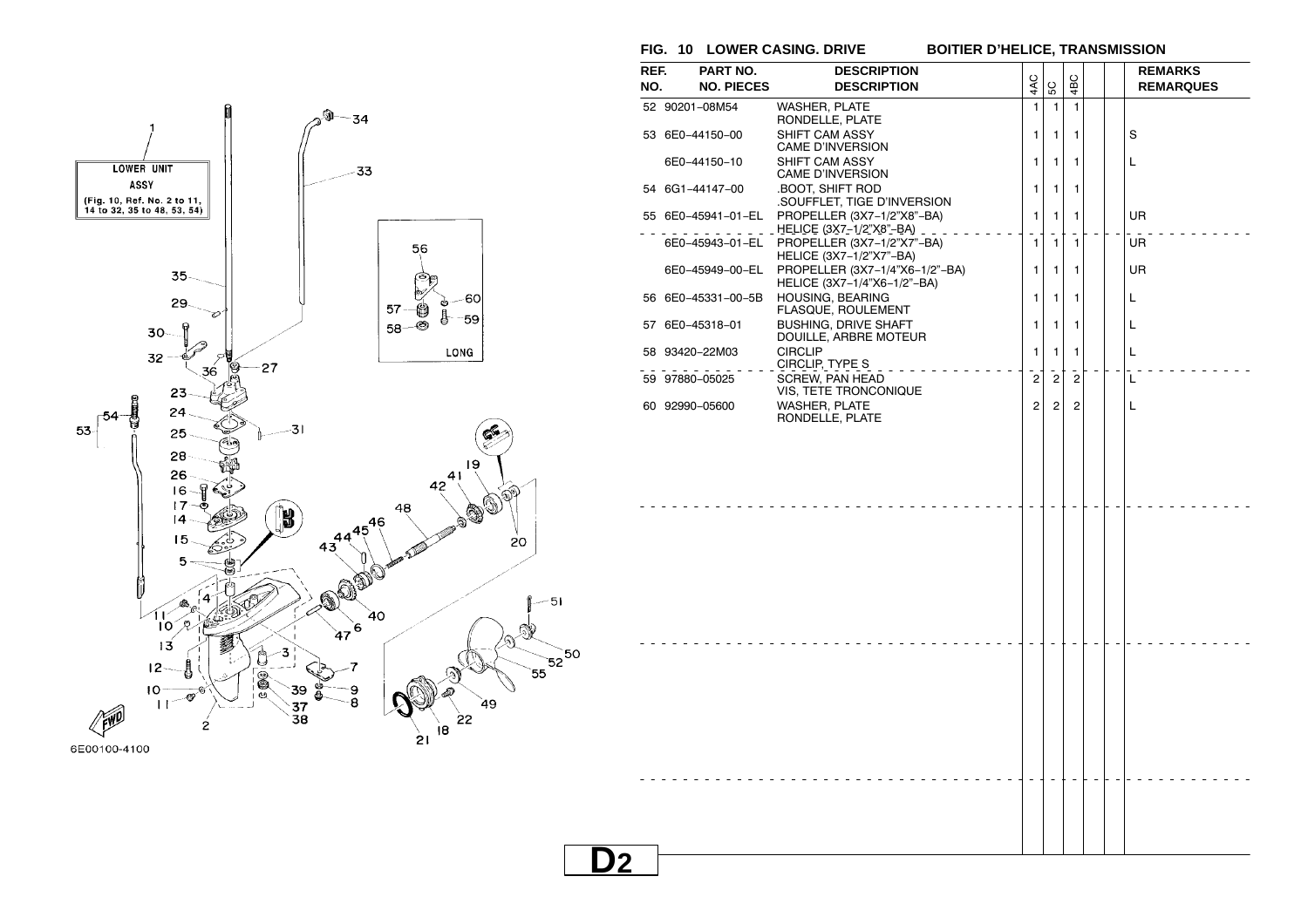## FIG. 10 LOWER CASING. DRIVE — BOITIER D'HELICE, TRANSMISSION

1 LOWER UNIT ASSY (Fig. 10, Ref. No. 2 to 11, 14 to 32, 35 to 48, 53, 54)

LONG

6E00100-4100

| REF. NO. | PART NO. / NO. PIECES | DESCRIPTION / DESCRIPTION | 4AC | 5C | 4BC | | | REMARKS / REMARQUES |
|---|---|---|---|---|---|---|---|---|
| 52 | 90201-08M54 | WASHER, PLATE<br>RONDELLE, PLATE | 1 | 1 | 1 | | | |
| 53 | 6E0-44150-00 | SHIFT CAM ASSY<br>CAME D'INVERSION | 1 | 1 | 1 | | | S |
| | 6E0-44150-10 | SHIFT CAM ASSY<br>CAME D'INVERSION | 1 | 1 | 1 | | | L |
| 54 | 6G1-44147-00 | .BOOT, SHIFT ROD<br>.SOUFFLET, TIGE D'INVERSION | 1 | 1 | 1 | | | |
| 55 | 6E0-45941-01-EL | PROPELLER (3X7-1/2"X8"-BA)<br>HELICE (3X7-1/2"X8"-BA) | 1 | 1 | 1 | | | UR |
| | 6E0-45943-01-EL | PROPELLER (3X7-1/2"X7"-BA)<br>HELICE (3X7-1/2"X7"-BA) | 1 | 1 | 1 | | | UR |
| | 6E0-45949-00-EL | PROPELLER (3X7-1/4"X6-1/2"-BA)<br>HELICE (3X7-1/4"X6-1/2"-BA) | 1 | 1 | 1 | | | UR |
| 56 | 6E0-45331-00-5B | HOUSING, BEARING<br>FLASQUE, ROULEMENT | 1 | 1 | 1 | | | L |
| 57 | 6E0-45318-01 | BUSHING, DRIVE SHAFT<br>DOUILLE, ARBRE MOTEUR | 1 | 1 | 1 | | | L |
| 58 | 93420-22M03 | CIRCLIP<br>CIRCLIP, TYPE S | 1 | 1 | 1 | | | L |
| 59 | 97880-05025 | SCREW, PAN HEAD<br>VIS, TETE TRONCONIQUE | 2 | 2 | 2 | | | L |
| 60 | 92990-05600 | WASHER, PLATE<br>RONDELLE, PLATE | 2 | 2 | 2 | | | L |

D2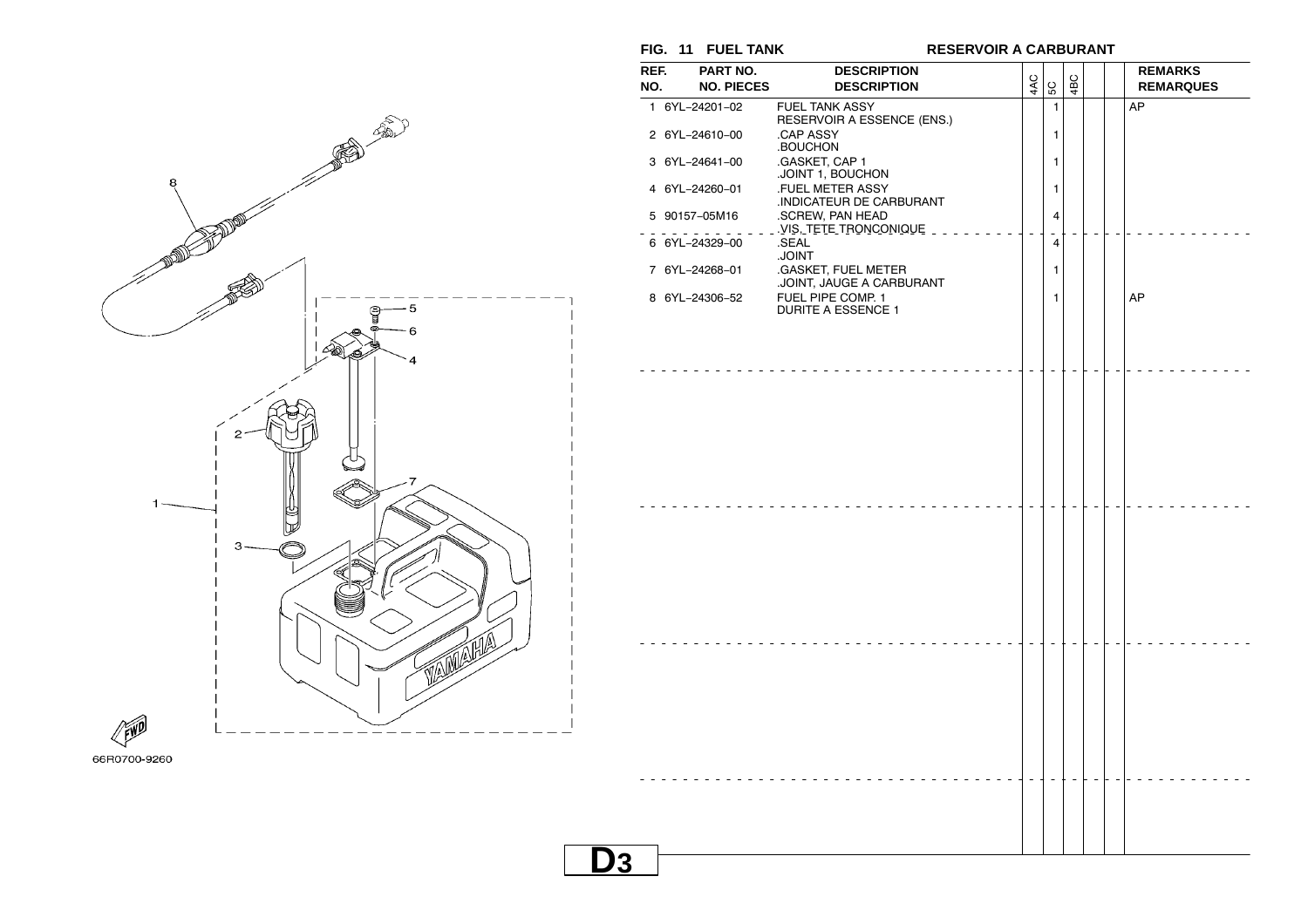## FIG. 11 FUEL TANK — RESERVOIR A CARBURANT

| REF. NO. | PART NO. / NO. PIECES | DESCRIPTION / DESCRIPTION | 4AC | 5C | 4BC | | | REMARKS / REMARQUES |
|---|---|---|---|---|---|---|---|---|
| 1 | 6YL–24201–02 | FUEL TANK ASSY<br>RESERVOIR A ESSENCE (ENS.) | | 1 | | | | AP |
| 2 | 6YL–24610–00 | .CAP ASSY<br>.BOUCHON | | 1 | | | | |
| 3 | 6YL–24641–00 | .GASKET, CAP 1<br>.JOINT 1, BOUCHON | | 1 | | | | |
| 4 | 6YL–24260–01 | .FUEL METER ASSY<br>.INDICATEUR DE CARBURANT | | 1 | | | | |
| 5 | 90157–05M16 | .SCREW, PAN HEAD<br>.VIS, TETE TRONCONIQUE | | 4 | | | | |
| 6 | 6YL–24329–00 | .SEAL<br>.JOINT | | 4 | | | | |
| 7 | 6YL–24268–01 | .GASKET, FUEL METER<br>.JOINT, JAUGE A CARBURANT | | 1 | | | | |
| 8 | 6YL–24306–52 | FUEL PIPE COMP. 1<br>DURITE A ESSENCE 1 | | 1 | | | | AP |

66R0700-9260

D3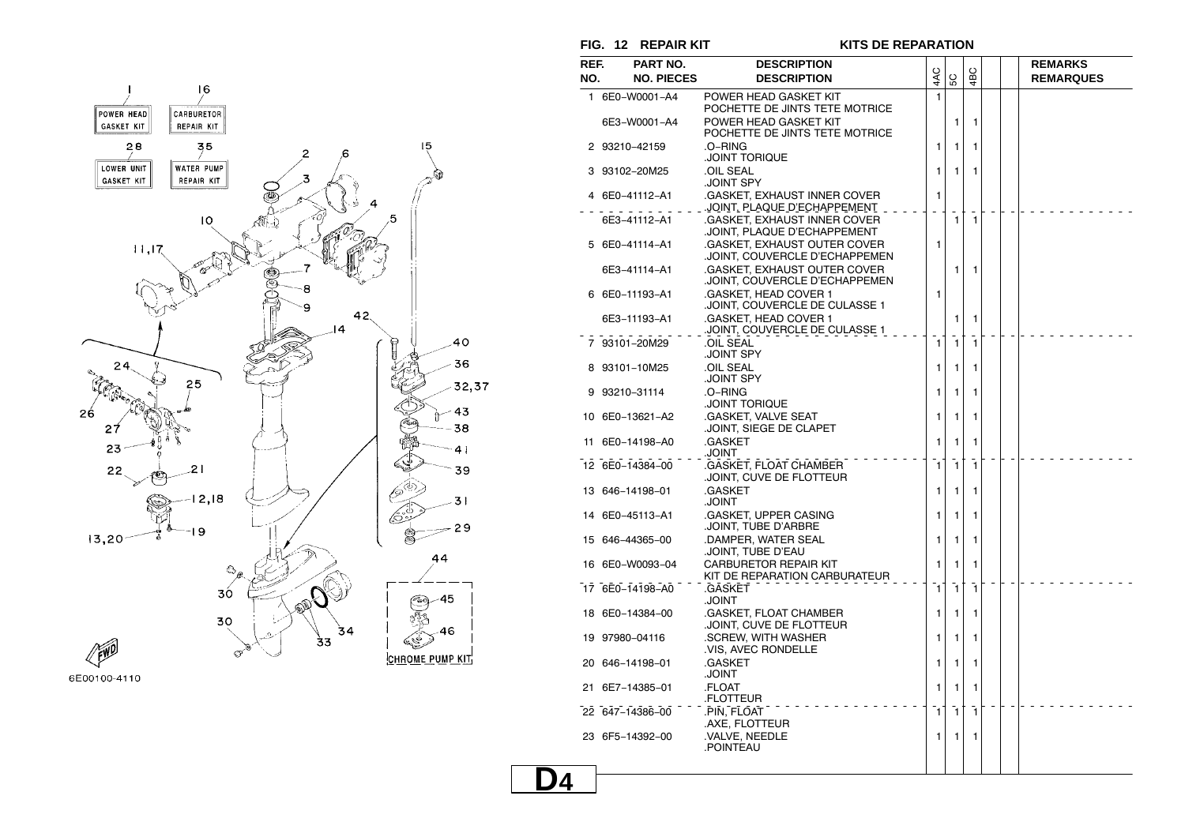**FIG. 12 REPAIR KIT** **KITS DE REPARATION**

| REF. NO. | PART NO. / NO. PIECES | DESCRIPTION / DESCRIPTION | 4AC | 5C | 4BC | | | REMARKS / REMARQUES |
|---|---|---|---|---|---|---|---|---|
| 1 | 6E0–W0001–A4 | POWER HEAD GASKET KIT<br>POCHETTE DE JINTS TETE MOTRICE | 1 | | | | | |
| | 6E3–W0001–A4 | POWER HEAD GASKET KIT<br>POCHETTE DE JINTS TETE MOTRICE | | 1 | 1 | | | |
| 2 | 93210–42159 | .O–RING<br>.JOINT TORIQUE | 1 | 1 | 1 | | | |
| 3 | 93102–20M25 | .OIL SEAL<br>.JOINT SPY | 1 | 1 | 1 | | | |
| 4 | 6E0–41112–A1 | .GASKET, EXHAUST INNER COVER<br>.JOINT, PLAQUE D'ECHAPPEMENT | 1 | | | | | |
| | 6E3–41112–A1 | .GASKET, EXHAUST INNER COVER<br>.JOINT, PLAQUE D'ECHAPPEMENT | | 1 | 1 | | | |
| 5 | 6E0–41114–A1 | .GASKET, EXHAUST OUTER COVER<br>.JOINT, COUVERCLE D'ECHAPPEMEN | 1 | | | | | |
| | 6E3–41114–A1 | .GASKET, EXHAUST OUTER COVER<br>.JOINT, COUVERCLE D'ECHAPPEMEN | | 1 | 1 | | | |
| 6 | 6E0–11193–A1 | .GASKET, HEAD COVER 1<br>.JOINT, COUVERCLE DE CULASSE 1 | 1 | | | | | |
| | 6E3–11193–A1 | .GASKET, HEAD COVER 1<br>.JOINT, COUVERCLE DE CULASSE 1 | | 1 | 1 | | | |
| 7 | 93101–20M29 | .OIL SEAL<br>.JOINT SPY | 1 | 1 | 1 | | | |
| 8 | 93101–10M25 | .OIL SEAL<br>.JOINT SPY | 1 | 1 | 1 | | | |
| 9 | 93210–31114 | .O–RING<br>.JOINT TORIQUE | 1 | 1 | 1 | | | |
| 10 | 6E0–13621–A2 | .GASKET, VALVE SEAT<br>.JOINT, SIEGE DE CLAPET | 1 | 1 | 1 | | | |
| 11 | 6E0–14198–A0 | .GASKET<br>.JOINT | 1 | 1 | 1 | | | |
| 12 | 6E0–14384–00 | .GASKET, FLOAT CHAMBER<br>.JOINT, CUVE DE FLOTTEUR | 1 | 1 | 1 | | | |
| 13 | 646–14198–01 | .GASKET<br>.JOINT | 1 | 1 | 1 | | | |
| 14 | 6E0–45113–A1 | .GASKET, UPPER CASING<br>.JOINT, TUBE D'ARBRE | 1 | 1 | 1 | | | |
| 15 | 646–44365–00 | .DAMPER, WATER SEAL<br>.JOINT, TUBE D'EAU | 1 | 1 | 1 | | | |
| 16 | 6E0–W0093–04 | CARBURETOR REPAIR KIT<br>KIT DE REPARATION CARBURATEUR | 1 | 1 | 1 | | | |
| 17 | 6E0–14198–A0 | .GASKET<br>.JOINT | 1 | 1 | 1 | | | |
| 18 | 6E0–14384–00 | .GASKET, FLOAT CHAMBER<br>.JOINT, CUVE DE FLOTTEUR | 1 | 1 | 1 | | | |
| 19 | 97980–04116 | .SCREW, WITH WASHER<br>.VIS, AVEC RONDELLE | 1 | 1 | 1 | | | |
| 20 | 646–14198–01 | .GASKET<br>.JOINT | 1 | 1 | 1 | | | |
| 21 | 6E7–14385–01 | .FLOAT<br>.FLOTTEUR | 1 | 1 | 1 | | | |
| 22 | 647–14386–00 | .PIN, FLOAT<br>.AXE, FLOTTEUR | 1 | 1 | 1 | | | |
| 23 | 6F5–14392–00 | .VALVE, NEEDLE<br>.POINTEAU | 1 | 1 | 1 | | | |

6E00100-4110

D4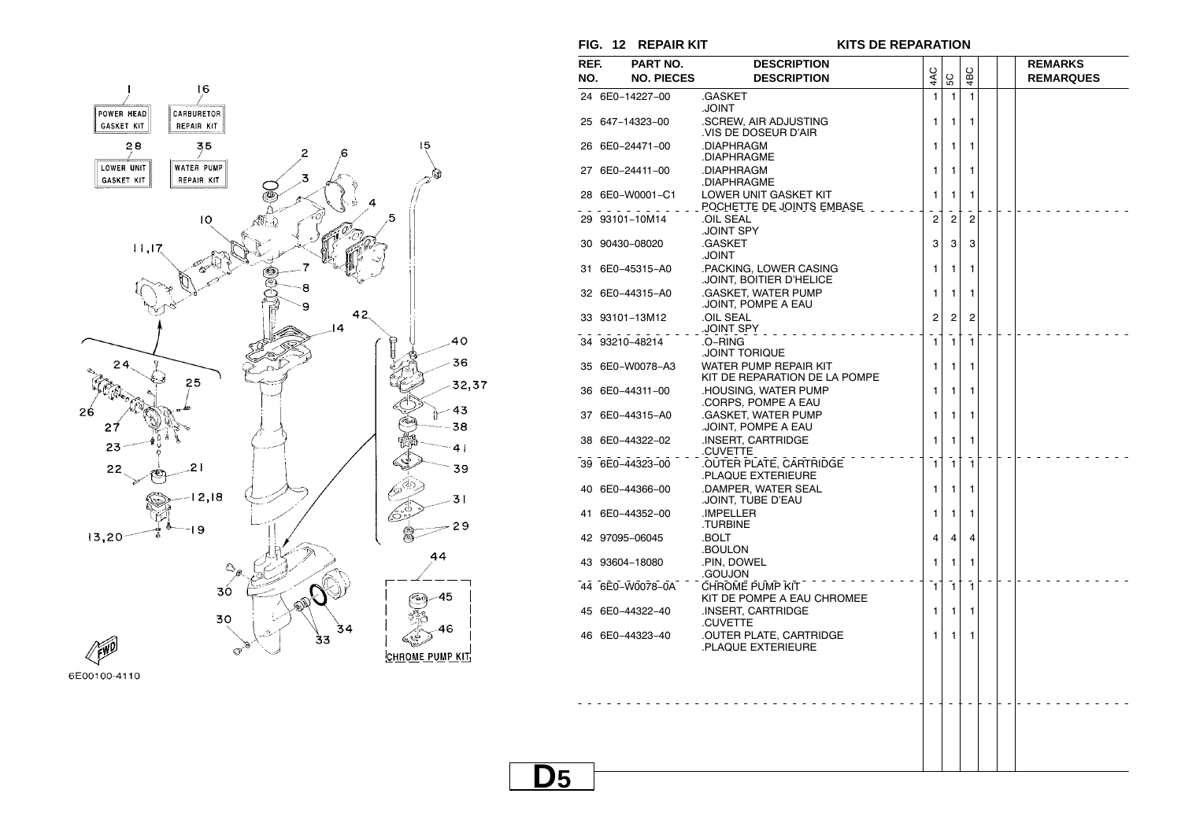## FIG. 12 REPAIR KIT — KITS DE REPARATION

| REF. NO. | PART NO. / NO. PIECES | DESCRIPTION / DESCRIPTION | 4AC | 5C | 4BC | | | REMARKS / REMARQUES |
|---|---|---|---|---|---|---|---|---|
| 24 | 6E0-14227-00 | .GASKET<br>.JOINT | 1 | 1 | 1 | | | |
| 25 | 647-14323-00 | .SCREW, AIR ADJUSTING<br>.VIS DE DOSEUR D'AIR | 1 | 1 | 1 | | | |
| 26 | 6E0-24471-00 | .DIAPHRAGM<br>.DIAPHRAGME | 1 | 1 | 1 | | | |
| 27 | 6E0-24411-00 | .DIAPHRAGM<br>.DIAPHRAGME | 1 | 1 | 1 | | | |
| 28 | 6E0-W0001-C1 | LOWER UNIT GASKET KIT<br>POCHETTE DE JOINTS EMBASE | 1 | 1 | 1 | | | |
| 29 | 93101-10M14 | .OIL SEAL<br>.JOINT SPY | 2 | 2 | 2 | | | |
| 30 | 90430-08020 | .GASKET<br>.JOINT | 3 | 3 | 3 | | | |
| 31 | 6E0-45315-A0 | .PACKING, LOWER CASING<br>.JOINT, BOITIER D'HELICE | 1 | 1 | 1 | | | |
| 32 | 6E0-44315-A0 | .GASKET, WATER PUMP<br>.JOINT, POMPE A EAU | 1 | 1 | 1 | | | |
| 33 | 93101-13M12 | .OIL SEAL<br>.JOINT SPY | 2 | 2 | 2 | | | |
| 34 | 93210-48214 | .O-RING<br>.JOINT TORIQUE | 1 | 1 | 1 | | | |
| 35 | 6E0-W0078-A3 | WATER PUMP REPAIR KIT<br>KIT DE REPARATION DE LA POMPE | 1 | 1 | 1 | | | |
| 36 | 6E0-44311-00 | .HOUSING, WATER PUMP<br>.CORPS, POMPE A EAU | 1 | 1 | 1 | | | |
| 37 | 6E0-44315-A0 | .GASKET, WATER PUMP<br>.JOINT, POMPE A EAU | 1 | 1 | 1 | | | |
| 38 | 6E0-44322-02 | .INSERT, CARTRIDGE<br>.CUVETTE | 1 | 1 | 1 | | | |
| 39 | 6E0-44323-00 | .OUTER PLATE, CARTRIDGE<br>.PLAQUE EXTERIEURE | 1 | 1 | 1 | | | |
| 40 | 6E0-44366-00 | .DAMPER, WATER SEAL<br>.JOINT, TUBE D'EAU | 1 | 1 | 1 | | | |
| 41 | 6E0-44352-00 | .IMPELLER<br>.TURBINE | 1 | 1 | 1 | | | |
| 42 | 97095-06045 | .BOLT<br>.BOULON | 4 | 4 | 4 | | | |
| 43 | 93604-18080 | .PIN, DOWEL<br>.GOUJON | 1 | 1 | 1 | | | |
| 44 | 6E0-W0078-0A | CHROME PUMP KIT<br>KIT DE POMPE A EAU CHROMEE | 1 | 1 | 1 | | | |
| 45 | 6E0-44322-40 | .INSERT, CARTRIDGE<br>.CUVETTE | 1 | 1 | 1 | | | |
| 46 | 6E0-44323-40 | .OUTER PLATE, CARTRIDGE<br>.PLAQUE EXTERIEURE | 1 | 1 | 1 | | | |

6E00100-4110

D5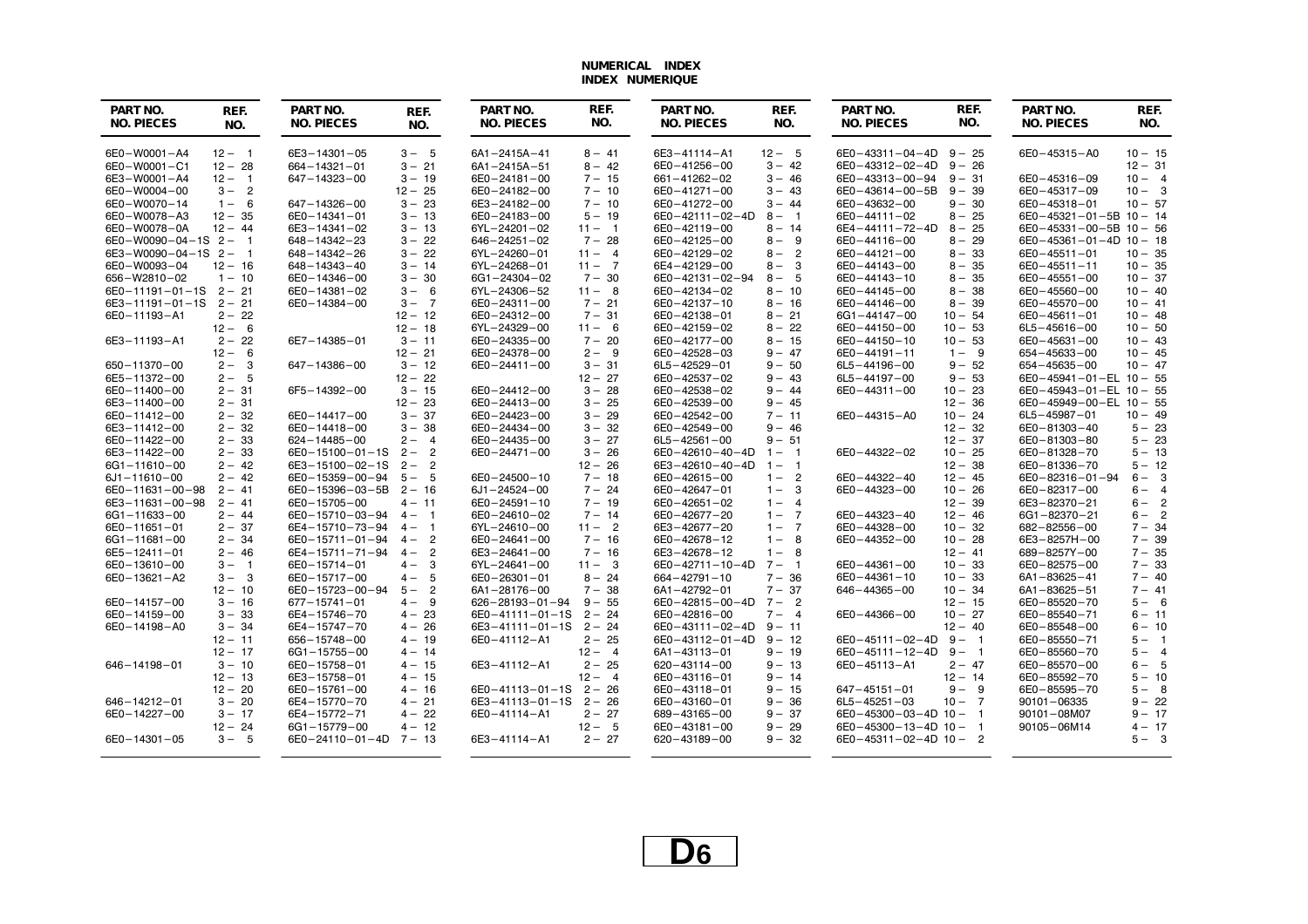# NUMERICAL INDEX
# INDEX NUMERIQUE

| PART NO. NO. PIECES | REF. NO. |
|---|---|
| 6E0−W0001−A4 | 12 − 1 |
| 6E0−W0001−C1 | 12 − 28 |
| 6E3−W0001−A4 | 12 − 1 |
| 6E0−W0004−00 | 3 − 2 |
| | 12 − 25 |
| 6E0−W0070−14 | 1 − 6 |
| 6E0−W0078−A3 | 12 − 35 |
| 6E0−W0078−0A | 12 − 44 |
| 6E0−W0090−04−1S | 2 − 1 |
| 6E3−W0090−04−1S | 2 − 1 |
| 6E0−W0093−04 | 12 − 16 |
| 656−W2810−02 | 1 − 10 |
| 6E0−11191−01−1S | 2 − 21 |
| 6E3−11191−01−1S | 2 − 21 |
| 6E0−11193−A1 | 2 − 22 |
| | 12 − 6 |
| 6E3−11193−A1 | 2 − 22 |
| | 12 − 6 |
| 650−11370−00 | 2 − 3 |
| 6E5−11372−00 | 2 − 5 |
| 6E0−11400−00 | 2 − 31 |
| 6E3−11400−00 | 2 − 31 |
| 6E0−11412−00 | 2 − 32 |
| 6E3−11412−00 | 2 − 32 |
| 6E0−11422−00 | 2 − 33 |
| 6E3−11422−00 | 2 − 33 |
| 6G1−11610−00 | 2 − 42 |
| 6J1−11610−00 | 2 − 42 |
| 6E0−11631−00−98 | 2 − 41 |
| 6E3−11631−00−98 | 2 − 41 |
| 6G1−11633−00 | 2 − 44 |
| 6E0−11651−01 | 2 − 37 |
| 6G1−11681−00 | 2 − 34 |
| 6E5−12411−01 | 2 − 46 |
| 6E0−13610−00 | 3 − 1 |
| 6E0−13621−A2 | 3 − 3 |
| | 12 − 10 |
| 6E0−14157−00 | 3 − 16 |
| 6E0−14159−00 | 3 − 33 |
| 6E0−14198−A0 | 3 − 34 |
| | 12 − 11 |
| | 12 − 17 |
| 646−14198−01 | 3 − 10 |
| | 12 − 13 |
| | 12 − 20 |
| 646−14212−01 | 3 − 20 |
| 6E0−14227−00 | 3 − 17 |
| | 12 − 24 |
| 6E0−14301−05 | 3 − 5 |
| 6E3−14301−05 | 3 − 5 |
| 664−14321−01 | 3 − 21 |
| 647−14323−00 | 3 − 19 |
| 647−14326−00 | 3 − 23 |
| 6E0−14341−01 | 3 − 13 |
| 6E3−14341−02 | 3 − 13 |
| 648−14342−23 | 3 − 22 |
| 648−14342−26 | 3 − 22 |
| 648−14343−40 | 3 − 14 |
| 6E0−14346−00 | 3 − 30 |
| 6E0−14381−02 | 3 − 6 |
| 6E0−14384−00 | 3 − 7 |
| | 12 − 12 |
| | 12 − 18 |
| 6E7−14385−01 | 3 − 11 |
| | 12 − 21 |
| 647−14386−00 | 3 − 12 |
| | 12 − 22 |
| 6F5−14392−00 | 3 − 15 |
| | 12 − 23 |
| 6E0−14417−00 | 3 − 37 |
| 6E0−14418−00 | 3 − 38 |
| 624−14485−00 | 2 − 4 |
| 6E0−15100−01−1S | 2 − 2 |
| 6E3−15100−02−1S | 2 − 2 |
| 6E0−15359−00−94 | 5 − 5 |
| 6E0−15396−03−5B | 2 − 16 |
| 6E0−15705−00 | 4 − 11 |
| 6E0−15710−03−94 | 4 − 1 |
| 6E4−15710−73−94 | 4 − 1 |
| 6E0−15711−01−94 | 4 − 2 |
| 6E4−15711−71−94 | 4 − 2 |
| 6E0−15714−01 | 4 − 3 |
| 6E0−15717−00 | 4 − 5 |
| 6E0−15723−00−94 | 5 − 2 |
| 677−15741−01 | 4 − 9 |
| 6E4−15746−70 | 4 − 23 |
| 6E4−15747−70 | 4 − 26 |
| 656−15748−00 | 4 − 19 |
| 6G1−15755−00 | 4 − 14 |
| 6E0−15758−01 | 4 − 15 |
| 6E3−15758−01 | 4 − 15 |
| 6E0−15761−00 | 4 − 16 |
| 6E4−15770−70 | 4 − 21 |
| 6E4−15772−71 | 4 − 22 |
| 6G1−15779−00 | 4 − 12 |
| 6E0−24110−01−4D | 7 − 13 |
| 6A1−2415A−41 | 8 − 41 |
| 6A1−2415A−51 | 8 − 42 |
| 6E0−24181−00 | 7 − 15 |
| 6E0−24182−00 | 7 − 10 |
| 6E3−24182−00 | 7 − 10 |
| 6E3−24183−00 | 5 − 19 |
| 6YL−24201−02 | 11 − 1 |
| 646−24251−02 | 7 − 28 |
| 6YL−24260−01 | 11 − 4 |
| 6YL−24268−01 | 11 − 7 |
| 6G1−24304−02 | 7 − 30 |
| 6YL−24306−52 | 11 − 8 |
| 6E0−24311−00 | 7 − 21 |
| 6E0−24312−00 | 7 − 31 |
| 6YL−24329−00 | 11 − 6 |
| 6E0−24335−00 | 7 − 20 |
| 6E0−24378−00 | 2 − 9 |
| 6E0−24411−00 | 3 − 31 |
| | 12 − 27 |
| 6E0−24412−00 | 3 − 28 |
| 6E0−24413−00 | 3 − 25 |
| 6E0−24423−00 | 3 − 29 |
| 6E0−24434−00 | 3 − 32 |
| 6E0−24435−00 | 3 − 27 |
| 6E0−24471−00 | 3 − 26 |
| | 12 − 26 |
| 6E0−24500−10 | 7 − 18 |
| 6J1−24524−00 | 7 − 24 |
| 6E0−24591−10 | 7 − 19 |
| 6E0−24610−02 | 7 − 14 |
| 6YL−24610−00 | 11 − 2 |
| 6E0−24641−00 | 7 − 16 |
| 6E3−24641−00 | 7 − 16 |
| 6YL−24641−00 | 11 − 3 |
| 6E0−26301−01 | 8 − 24 |
| 6A1−28176−00 | 7 − 38 |
| 626−28193−01−94 | 9 − 55 |
| 6E0−41111−01−1S | 2 − 24 |
| 6E3−41111−01−1S | 2 − 24 |
| 6E0−41112−A1 | 2 − 25 |
| | 12 − 4 |
| 6E3−41112−A1 | 2 − 25 |
| | 12 − 4 |
| 6E0−41113−01−1S | 2 − 26 |
| 6E3−41113−01−1S | 2 − 26 |
| 6E0−41114−A1 | 2 − 27 |
| | 12 − 5 |
| 6E3−41114−A1 | 2 − 27 |
| 6E3−41114−A1 | 12 − 5 |
| 6E0−41256−00 | 3 − 42 |
| 661−41262−02 | 3 − 46 |
| 6E0−41271−00 | 3 − 43 |
| 6E0−41272−00 | 3 − 44 |
| 6E0−42111−02−4D | 8 − 1 |
| 6E0−42119−00 | 8 − 14 |
| 6E0−42125−00 | 8 − 9 |
| 6E0−42129−02 | 8 − 2 |
| 6E4−42129−00 | 8 − 3 |
| 6E0−42131−02−94 | 8 − 5 |
| 6E0−42134−02 | 8 − 10 |
| 6E0−42137−10 | 8 − 16 |
| 6E0−42138−01 | 8 − 21 |
| 6E0−42159−02 | 8 − 22 |
| 6E0−42177−00 | 8 − 15 |
| 6E0−42528−03 | 9 − 47 |
| 6L5−42529−01 | 9 − 50 |
| 6E0−42537−02 | 9 − 43 |
| 6E0−42538−02 | 9 − 44 |
| 6E0−42539−00 | 9 − 45 |
| 6E0−42542−00 | 7 − 11 |
| 6E0−42549−00 | 9 − 46 |
| 6L5−42561−00 | 9 − 51 |
| 6E0−42610−40−4D | 1 − 1 |
| 6E3−42610−40−4D | 1 − 1 |
| 6E0−42615−00 | 1 − 2 |
| 6E0−42647−01 | 1 − 3 |
| 6E0−42651−02 | 1 − 4 |
| 6E0−42677−20 | 1 − 7 |
| 6E3−42677−20 | 1 − 7 |
| 6E0−42678−12 | 1 − 8 |
| 6E3−42678−12 | 1 − 8 |
| 6E0−42711−10−4D | 7 − 1 |
| 664−42791−10 | 7 − 36 |
| 6A1−42792−01 | 7 − 37 |
| 6E0−42815−00−4D | 7 − 2 |
| 6E0−42816−00 | 7 − 4 |
| 6E0−43111−02−4D | 9 − 11 |
| 6E0−43112−01−4D | 9 − 12 |
| 6A1−43113−01 | 9 − 19 |
| 620−43114−00 | 9 − 13 |
| 6E0−43116−01 | 9 − 14 |
| 6E0−43118−01 | 9 − 15 |
| 6E0−43160−01 | 9 − 36 |
| 689−43165−00 | 9 − 37 |
| 6E0−43181−00 | 9 − 29 |
| 620−43189−00 | 9 − 32 |
| 6E0−43311−04−4D | 9 − 25 |
| 6E0−43312−02−4D | 9 − 26 |
| 6E0−43313−00−94 | 9 − 31 |
| 6E0−43614−00−5B | 9 − 39 |
| 6E0−43632−00 | 9 − 30 |
| 6E0−44111−02 | 8 − 25 |
| 6E4−44111−72−4D | 8 − 25 |
| 6E0−44116−00 | 8 − 29 |
| 6E0−44121−00 | 8 − 33 |
| 6E0−44143−00 | 8 − 35 |
| 6E0−44143−10 | 8 − 35 |
| 6E0−44145−00 | 8 − 38 |
| 6E0−44146−00 | 8 − 39 |
| 6G1−44147−00 | 10 − 54 |
| 6E0−44150−00 | 10 − 53 |
| 6E0−44150−10 | 10 − 53 |
| 6E0−44191−11 | 1 − 9 |
| 6L5−44196−00 | 9 − 52 |
| 6L5−44197−00 | 9 − 53 |
| 6E0−44311−00 | 10 − 23 |
| | 12 − 36 |
| 6E0−44315−A0 | 10 − 24 |
| | 12 − 32 |
| | 12 − 37 |
| 6E0−44322−02 | 10 − 25 |
| | 12 − 38 |
| 6E0−44322−40 | 12 − 45 |
| 6E0−44323−00 | 10 − 26 |
| | 12 − 39 |
| 6E0−44323−40 | 12 − 46 |
| 6E0−44328−00 | 10 − 32 |
| 6E0−44352−00 | 10 − 28 |
| | 12 − 41 |
| 6E0−44361−00 | 10 − 33 |
| 6E0−44361−10 | 10 − 33 |
| 646−44365−00 | 10 − 34 |
| | 12 − 15 |
| 6E0−44366−00 | 10 − 27 |
| | 12 − 40 |
| 6E0−45111−02−4D | 9 − 1 |
| 6E0−45111−12−4D | 9 − 1 |
| 6E0−45113−A1 | 2 − 47 |
| | 12 − 14 |
| 647−45151−01 | 9 − 9 |
| 6L5−45251−03 | 10 − 7 |
| 6E0−45300−03−4D | 10 − 1 |
| 6E0−45300−13−4D | 10 − 1 |
| 6E0−45311−02−4D | 10 − 2 |
| 6E0−45315−A0 | 10 − 15 |
| | 12 − 31 |
| 6E0−45316−09 | 10 − 4 |
| 6E0−45317−09 | 10 − 3 |
| 6E0−45318−01 | 10 − 57 |
| 6E0−45321−01−5B | 10 − 14 |
| 6E0−45331−00−5B | 10 − 56 |
| 6E0−45361−01−4D | 10 − 18 |
| 6E0−45511−01 | 10 − 35 |
| 6E0−45511−11 | 10 − 35 |
| 6E0−45551−00 | 10 − 37 |
| 6E0−45560−00 | 10 − 40 |
| 6E0−45570−00 | 10 − 41 |
| 6E0−45611−01 | 10 − 48 |
| 6L5−45616−00 | 10 − 50 |
| 6E0−45631−00 | 10 − 43 |
| 654−45633−00 | 10 − 45 |
| 654−45635−00 | 10 − 47 |
| 6E0−45941−01−EL | 10 − 55 |
| 6E0−45943−01−EL | 10 − 55 |
| 6E0−45949−00−EL | 10 − 55 |
| 6L5−45987−01 | 10 − 49 |
| 6E0−81303−40 | 5 − 23 |
| 6E0−81303−80 | 5 − 23 |
| 6E0−81328−70 | 5 − 13 |
| 6E0−81336−70 | 5 − 12 |
| 6E0−82316−01−94 | 6 − 3 |
| 6E0−82317−00 | 6 − 4 |
| 6E3−82370−21 | 6 − 2 |
| 6G1−82370−21 | 6 − 2 |
| 682−82556−00 | 7 − 34 |
| 6E3−8257H−00 | 7 − 39 |
| 689−8257Y−00 | 7 − 35 |
| 6E0−82575−00 | 7 − 33 |
| 6A1−83625−41 | 7 − 40 |
| 6A1−83625−51 | 7 − 41 |
| 6E0−85520−70 | 5 − 6 |
| 6E0−85540−71 | 6 − 11 |
| 6E0−85548−00 | 6 − 10 |
| 6E0−85550−71 | 5 − 1 |
| 6E0−85560−70 | 5 − 4 |
| 6E0−85570−00 | 6 − 5 |
| 6E0−85592−70 | 5 − 10 |
| 6E0−85595−70 | 5 − 8 |
| 90101−06335 | 9 − 22 |
| 90101−08M07 | 9 − 17 |
| 90105−06M14 | 4 − 17 |
| | 5 − 3 |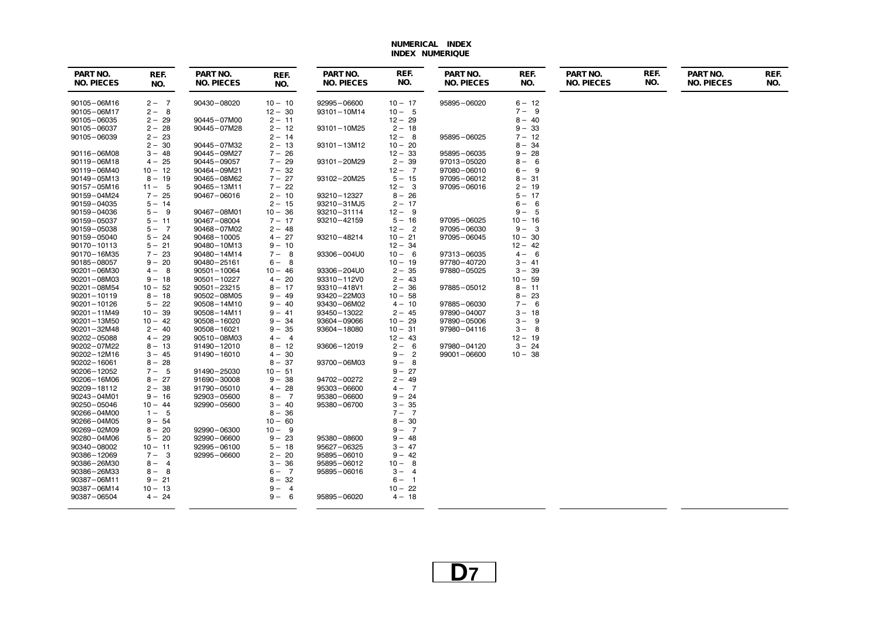# NUMERICAL INDEX
# INDEX NUMERIQUE

| PART NO. NO. PIECES | REF. NO. |
|---|---|
| 90105–06M16 | 2 – 7 |
| 90105–06M17 | 2 – 8 |
| 90105–06035 | 2 – 29 |
| 90105–06037 | 2 – 28 |
| 90105–06039 | 2 – 23 |
| | 2 – 30 |
| 90116–06M08 | 3 – 48 |
| 90119–06M18 | 4 – 25 |
| 90119–06M40 | 10 – 12 |
| 90149–05M13 | 8 – 19 |
| 90157–05M16 | 11 – 5 |
| 90159–04M24 | 7 – 25 |
| 90159–04035 | 5 – 14 |
| 90159–04036 | 5 – 9 |
| 90159–05037 | 5 – 11 |
| 90159–05038 | 5 – 7 |
| 90159–05040 | 5 – 24 |
| 90170–10113 | 5 – 21 |
| 90170–16M35 | 7 – 23 |
| 90185–08057 | 9 – 20 |
| 90201–06M30 | 4 – 8 |
| 90201–08M03 | 9 – 18 |
| 90201–08M54 | 10 – 52 |
| 90201–10119 | 8 – 18 |
| 90201–10126 | 5 – 22 |
| 90201–11M49 | 10 – 39 |
| 90201–13M50 | 10 – 42 |
| 90201–32M48 | 2 – 40 |
| 90202–05088 | 4 – 29 |
| 90202–07M22 | 8 – 13 |
| 90202–12M16 | 3 – 45 |
| 90202–16061 | 8 – 28 |
| 90206–12052 | 7 – 5 |
| 90206–16M06 | 8 – 27 |
| 90209–18112 | 2 – 38 |
| 90243–04M01 | 9 – 16 |
| 90250–05046 | 10 – 44 |
| 90266–04M00 | 1 – 5 |
| 90266–04M05 | 9 – 54 |
| 90269–02M09 | 8 – 20 |
| 90280–04M06 | 5 – 20 |
| 90340–08002 | 10 – 11 |
| 90386–12069 | 7 – 3 |
| 90386–26M30 | 8 – 4 |
| 90386–26M33 | 8 – 8 |
| 90387–06M11 | 9 – 21 |
| 90387–06M14 | 10 – 13 |
| 90387–06504 | 4 – 24 |

| PART NO. NO. PIECES | REF. NO. |
|---|---|
| 90430–08020 | 10 – 10 |
| | 12 – 30 |
| 90445–07M00 | 2 – 11 |
| 90445–07M28 | 2 – 12 |
| | 2 – 14 |
| 90445–07M32 | 2 – 13 |
| 90445–09M27 | 7 – 26 |
| 90445–09057 | 7 – 29 |
| 90464–09M21 | 7 – 32 |
| 90465–08M62 | 7 – 27 |
| 90465–13M11 | 7 – 22 |
| 90467–06016 | 2 – 10 |
| | 2 – 15 |
| 90467–08M01 | 10 – 36 |
| 90467–08004 | 7 – 17 |
| 90468–07M02 | 2 – 48 |
| 90468–10005 | 4 – 27 |
| 90480–10M13 | 9 – 10 |
| 90480–14M14 | 7 – 8 |
| 90480–25161 | 6 – 8 |
| 90501–10064 | 10 – 46 |
| 90501–10227 | 4 – 20 |
| 90501–23215 | 8 – 17 |
| 90502–08M05 | 9 – 49 |
| 90508–14M10 | 9 – 40 |
| 90508–14M11 | 9 – 41 |
| 90508–16020 | 9 – 34 |
| 90508–16021 | 9 – 35 |
| 90510–08M03 | 4 – 4 |
| 91490–12010 | 8 – 12 |
| 91490–16010 | 4 – 30 |
| | 8 – 37 |
| 91490–25030 | 10 – 51 |
| 91690–30008 | 9 – 38 |
| 91790–05010 | 4 – 28 |
| 92903–05600 | 8 – 7 |
| 92990–05600 | 3 – 40 |
| | 8 – 36 |
| | 10 – 60 |
| 92990–06300 | 10 – 9 |
| 92990–06600 | 9 – 23 |
| 92995–06100 | 5 – 18 |
| 92995–06600 | 2 – 20 |
| | 3 – 36 |
| | 6 – 7 |
| | 8 – 32 |
| | 9 – 4 |
| | 9 – 6 |

| PART NO. NO. PIECES | REF. NO. |
|---|---|
| 92995–06600 | 10 – 17 |
| 93101–10M14 | 10 – 5 |
| | 12 – 29 |
| 93101–10M25 | 2 – 18 |
| | 12 – 8 |
| 93101–13M12 | 10 – 20 |
| | 12 – 33 |
| 93101–20M29 | 2 – 39 |
| | 12 – 7 |
| 93102–20M25 | 5 – 15 |
| | 12 – 3 |
| 93210–12327 | 8 – 26 |
| 93210–31MJ5 | 2 – 17 |
| 93210–31114 | 12 – 9 |
| 93210–42159 | 5 – 16 |
| | 12 – 2 |
| 93210–48214 | 10 – 21 |
| | 12 – 34 |
| 93306–004U0 | 10 – 6 |
| | 10 – 19 |
| 93306–204U0 | 2 – 35 |
| 93310–112V0 | 2 – 43 |
| 93310–418V1 | 2 – 36 |
| 93420–22M03 | 10 – 58 |
| 93430–06M02 | 4 – 10 |
| 93450–13022 | 2 – 45 |
| 93604–09066 | 10 – 29 |
| 93604–18080 | 10 – 31 |
| | 12 – 43 |
| 93606–12019 | 2 – 6 |
| | 9 – 2 |
| 93700–06M03 | 9 – 8 |
| | 9 – 27 |
| 94702–00272 | 2 – 49 |
| 95303–06600 | 4 – 7 |
| 95380–06600 | 9 – 24 |
| 95380–06700 | 3 – 35 |
| | 7 – 7 |
| | 8 – 30 |
| | 9 – 7 |
| 95380–08600 | 9 – 48 |
| 95627–06325 | 3 – 47 |
| 95895–06010 | 9 – 42 |
| 95895–06012 | 10 – 8 |
| 95895–06016 | 3 – 4 |
| | 6 – 1 |
| | 10 – 22 |
| 95895–06020 | 4 – 18 |

| PART NO. NO. PIECES | REF. NO. |
|---|---|
| 95895–06020 | 6 – 12 |
| | 7 – 9 |
| | 8 – 40 |
| | 9 – 33 |
| 95895–06025 | 7 – 12 |
| | 8 – 34 |
| 95895–06035 | 9 – 28 |
| 97013–05020 | 8 – 6 |
| 97080–06010 | 6 – 9 |
| 97095–06012 | 8 – 31 |
| 97095–06016 | 2 – 19 |
| | 5 – 17 |
| | 6 – 6 |
| | 9 – 5 |
| 97095–06025 | 10 – 16 |
| 97095–06030 | 9 – 3 |
| 97095–06045 | 10 – 30 |
| | 12 – 42 |
| 97313–06035 | 4 – 6 |
| 97780–40720 | 3 – 41 |
| 97880–05025 | 3 – 39 |
| | 10 – 59 |
| 97885–05012 | 8 – 11 |
| | 8 – 23 |
| 97885–06030 | 7 – 6 |
| 97890–04007 | 3 – 18 |
| 97890–05006 | 3 – 9 |
| 97980–04116 | 3 – 8 |
| | 12 – 19 |
| 97980–04120 | 3 – 24 |
| 99001–06600 | 10 – 38 |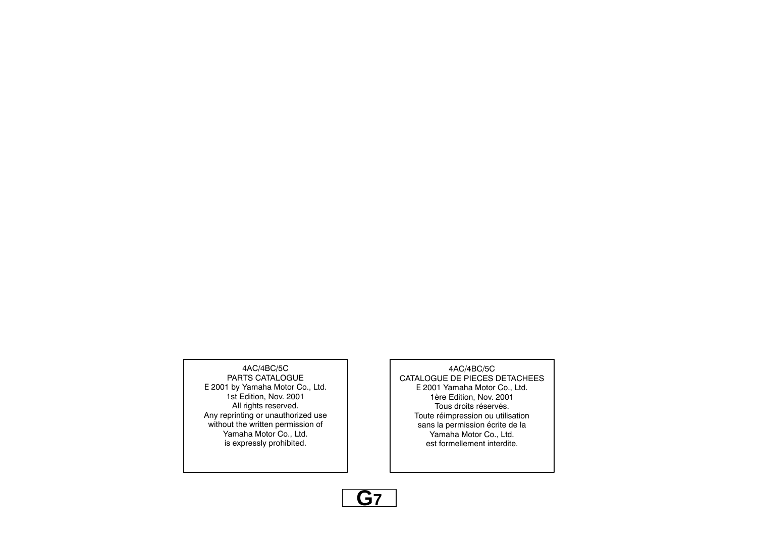4AC/4BC/5C
PARTS CATALOGUE
E 2001 by Yamaha Motor Co., Ltd.
1st Edition, Nov. 2001
All rights reserved.
Any reprinting or unauthorized use
without the written permission of
Yamaha Motor Co., Ltd.
is expressly prohibited.

4AC/4BC/5C
CATALOGUE DE PIECES DETACHEES
E 2001 Yamaha Motor Co., Ltd.
1ère Edition, Nov. 2001
Tous droits réservés.
Toute réimpression ou utilisation
sans la permission écrite de la
Yamaha Motor Co., Ltd.
est formellement interdite.

G7